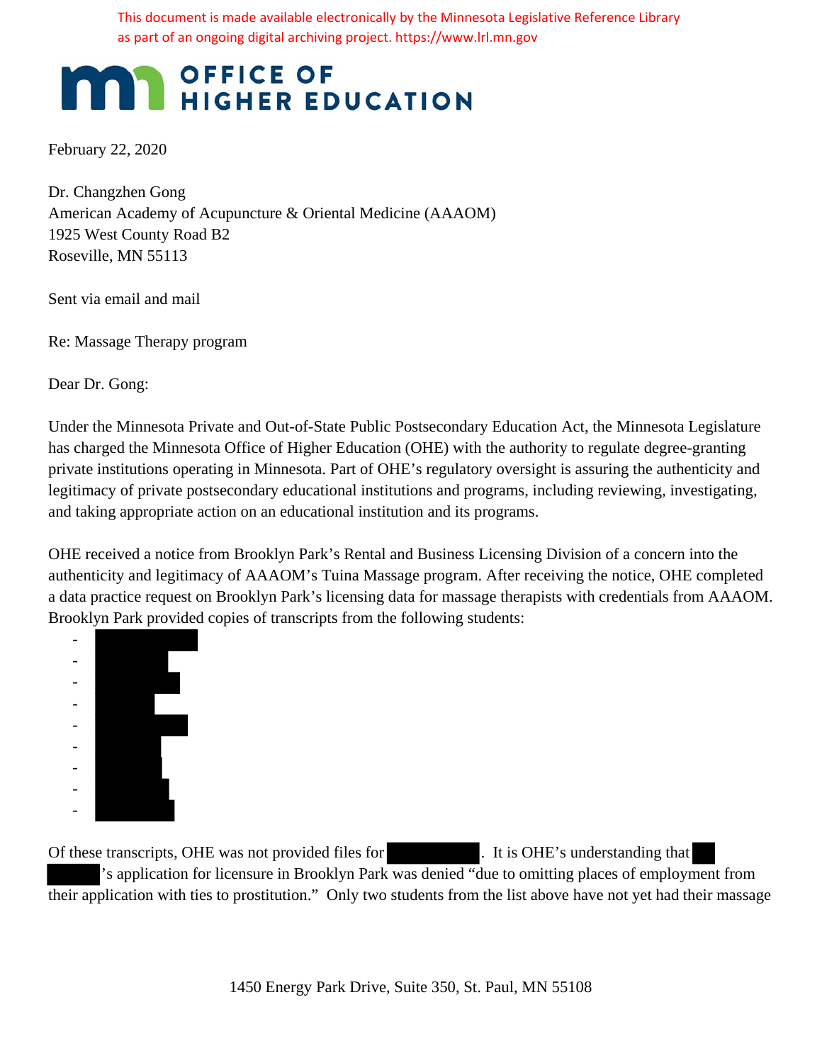This document is made available electronically by the Minnesota Legislative Reference Library as part of an ongoing digital archiving project. https://www.lrl.mn.gov

# OFFICE OF HIGHER EDUCATION

February 22, 2020

Dr. Changzhen Gong
American Academy of Acupuncture & Oriental Medicine (AAAOM)
1925 West County Road B2
Roseville, MN 55113

Sent via email and mail

Re: Massage Therapy program

Dear Dr. Gong:

Under the Minnesota Private and Out-of-State Public Postsecondary Education Act, the Minnesota Legislature has charged the Minnesota Office of Higher Education (OHE) with the authority to regulate degree-granting private institutions operating in Minnesota. Part of OHE's regulatory oversight is assuring the authenticity and legitimacy of private postsecondary educational institutions and programs, including reviewing, investigating, and taking appropriate action on an educational institution and its programs.

OHE received a notice from Brooklyn Park's Rental and Business Licensing Division of a concern into the authenticity and legitimacy of AAAOM's Tuina Massage program. After receiving the notice, OHE completed a data practice request on Brooklyn Park's licensing data for massage therapists with credentials from AAAOM. Brooklyn Park provided copies of transcripts from the following students:

- [REDACTED]
- [REDACTED]
- [REDACTED]
- [REDACTED]
- [REDACTED]
- [REDACTED]
- [REDACTED]
- [REDACTED]
- [REDACTED]

Of these transcripts, OHE was not provided files for [REDACTED]. It is OHE's understanding that [REDACTED]'s application for licensure in Brooklyn Park was denied "due to omitting places of employment from their application with ties to prostitution." Only two students from the list above have not yet had their massage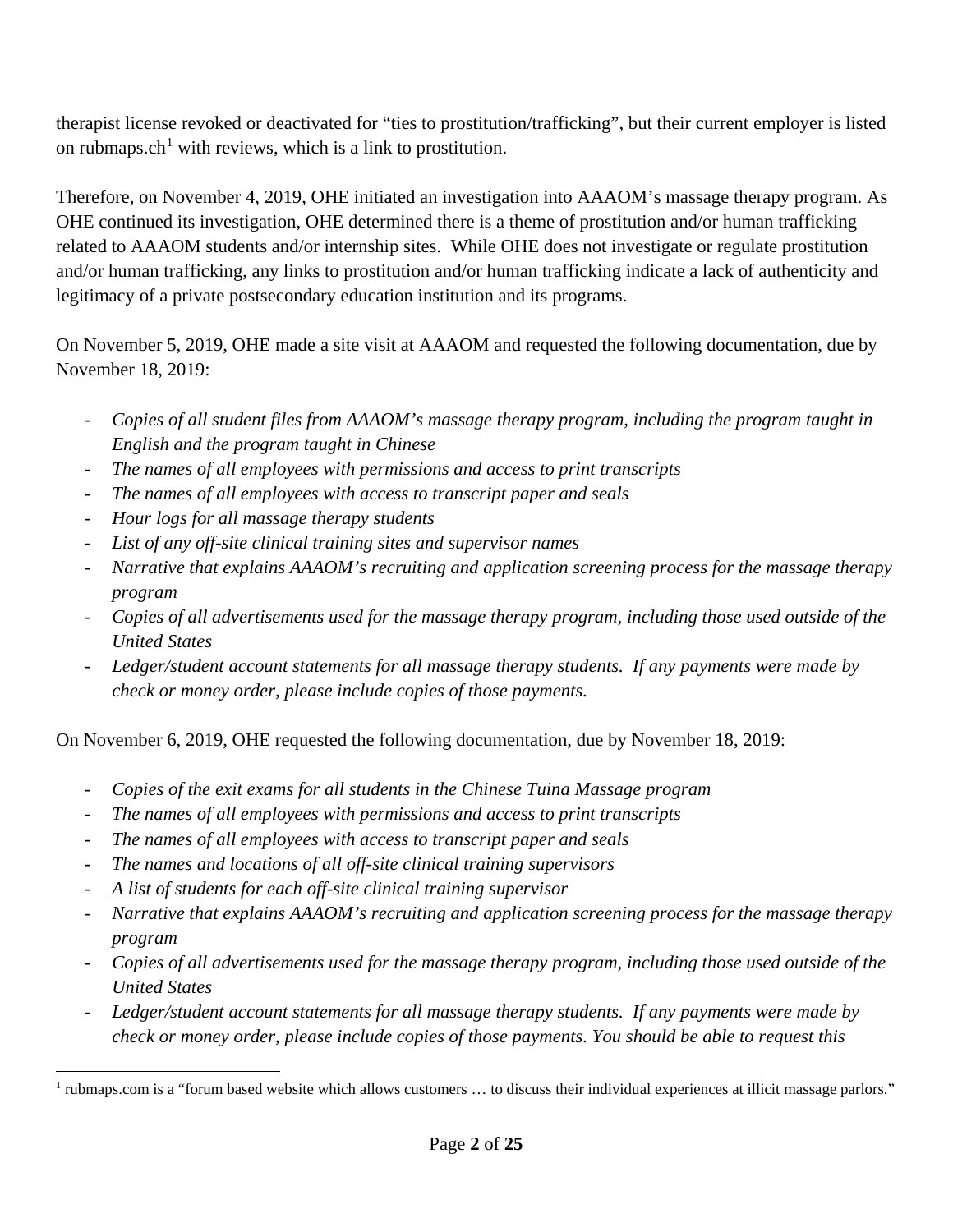therapist license revoked or deactivated for "ties to prostitution/trafficking", but their current employer is listed on rubmaps.ch[1] with reviews, which is a link to prostitution.

Therefore, on November 4, 2019, OHE initiated an investigation into AAAOM's massage therapy program. As OHE continued its investigation, OHE determined there is a theme of prostitution and/or human trafficking related to AAAOM students and/or internship sites. While OHE does not investigate or regulate prostitution and/or human trafficking, any links to prostitution and/or human trafficking indicate a lack of authenticity and legitimacy of a private postsecondary education institution and its programs.

On November 5, 2019, OHE made a site visit at AAAOM and requested the following documentation, due by November 18, 2019:

- *Copies of all student files from AAAOM's massage therapy program, including the program taught in English and the program taught in Chinese*
- *The names of all employees with permissions and access to print transcripts*
- *The names of all employees with access to transcript paper and seals*
- *Hour logs for all massage therapy students*
- *List of any off-site clinical training sites and supervisor names*
- *Narrative that explains AAAOM's recruiting and application screening process for the massage therapy program*
- *Copies of all advertisements used for the massage therapy program, including those used outside of the United States*
- *Ledger/student account statements for all massage therapy students. If any payments were made by check or money order, please include copies of those payments.*

On November 6, 2019, OHE requested the following documentation, due by November 18, 2019:

- *Copies of the exit exams for all students in the Chinese Tuina Massage program*
- *The names of all employees with permissions and access to print transcripts*
- *The names of all employees with access to transcript paper and seals*
- *The names and locations of all off-site clinical training supervisors*
- *A list of students for each off-site clinical training supervisor*
- *Narrative that explains AAAOM's recruiting and application screening process for the massage therapy program*
- *Copies of all advertisements used for the massage therapy program, including those used outside of the United States*
- *Ledger/student account statements for all massage therapy students. If any payments were made by check or money order, please include copies of those payments. You should be able to request this*

[1] rubmaps.com is a "forum based website which allows customers … to discuss their individual experiences at illicit massage parlors."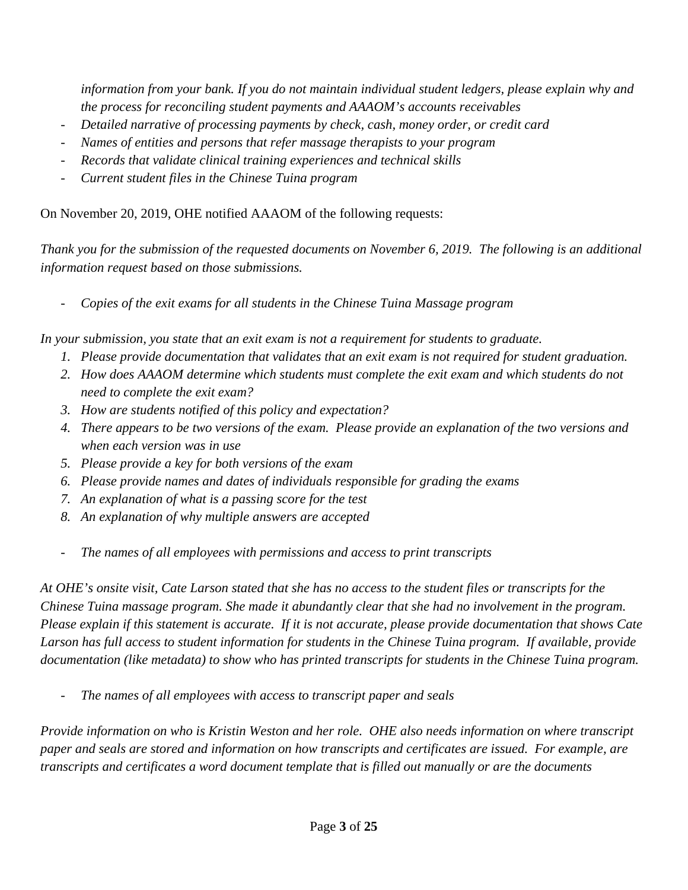*information from your bank. If you do not maintain individual student ledgers, please explain why and the process for reconciling student payments and AAAOM's accounts receivables*

- *Detailed narrative of processing payments by check, cash, money order, or credit card*
- *Names of entities and persons that refer massage therapists to your program*
- *Records that validate clinical training experiences and technical skills*
- *Current student files in the Chinese Tuina program*

On November 20, 2019, OHE notified AAAOM of the following requests:

*Thank you for the submission of the requested documents on November 6, 2019. The following is an additional information request based on those submissions.*

- *Copies of the exit exams for all students in the Chinese Tuina Massage program*

*In your submission, you state that an exit exam is not a requirement for students to graduate.*

1. *Please provide documentation that validates that an exit exam is not required for student graduation.*
2. *How does AAAOM determine which students must complete the exit exam and which students do not need to complete the exit exam?*
3. *How are students notified of this policy and expectation?*
4. *There appears to be two versions of the exam. Please provide an explanation of the two versions and when each version was in use*
5. *Please provide a key for both versions of the exam*
6. *Please provide names and dates of individuals responsible for grading the exams*
7. *An explanation of what is a passing score for the test*
8. *An explanation of why multiple answers are accepted*

- *The names of all employees with permissions and access to print transcripts*

*At OHE's onsite visit, Cate Larson stated that she has no access to the student files or transcripts for the Chinese Tuina massage program. She made it abundantly clear that she had no involvement in the program. Please explain if this statement is accurate. If it is not accurate, please provide documentation that shows Cate Larson has full access to student information for students in the Chinese Tuina program. If available, provide documentation (like metadata) to show who has printed transcripts for students in the Chinese Tuina program.*

- *The names of all employees with access to transcript paper and seals*

*Provide information on who is Kristin Weston and her role. OHE also needs information on where transcript paper and seals are stored and information on how transcripts and certificates are issued. For example, are transcripts and certificates a word document template that is filled out manually or are the documents*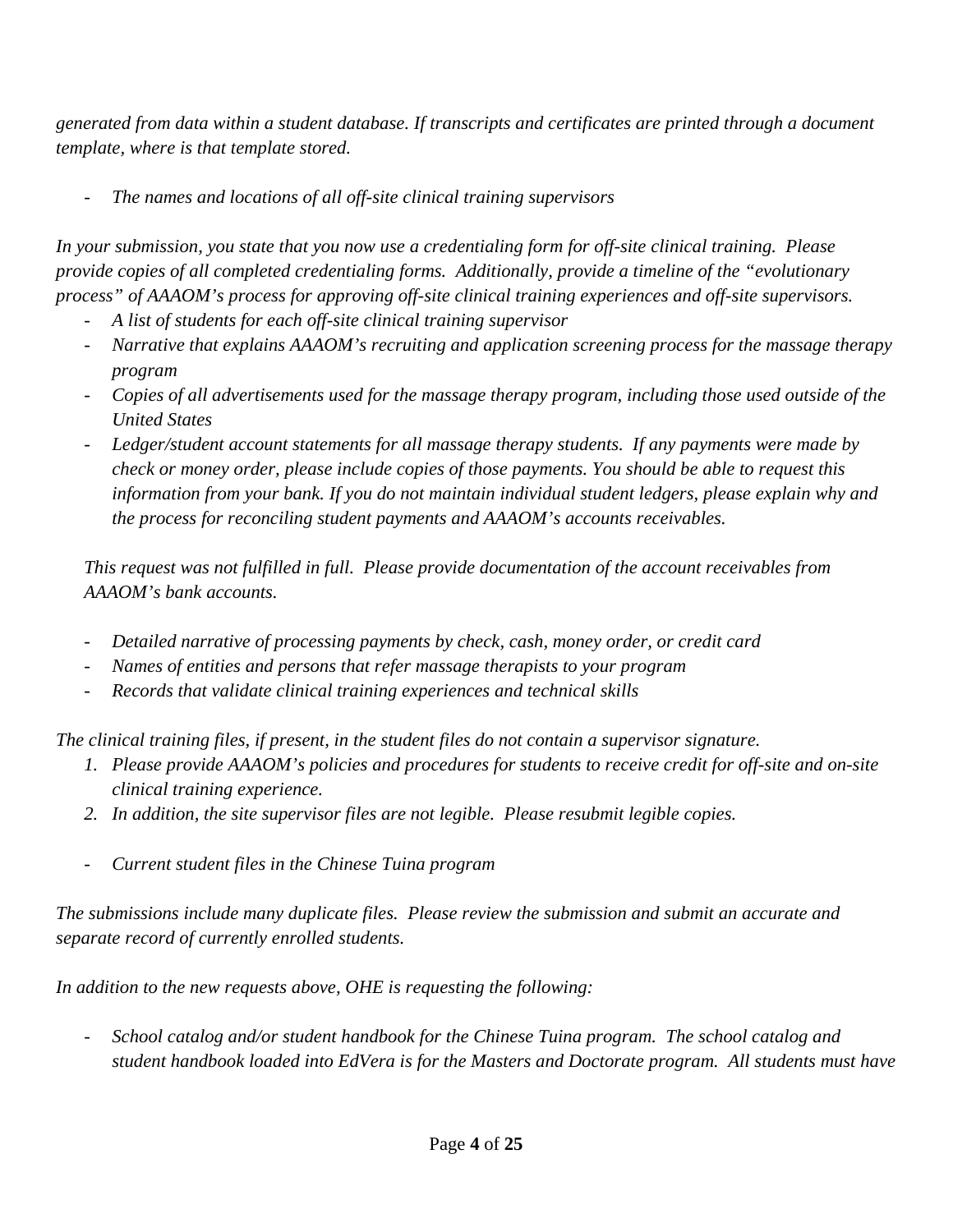*generated from data within a student database. If transcripts and certificates are printed through a document template, where is that template stored.*

- *The names and locations of all off-site clinical training supervisors*

*In your submission, you state that you now use a credentialing form for off-site clinical training. Please provide copies of all completed credentialing forms. Additionally, provide a timeline of the "evolutionary process" of AAAOM's process for approving off-site clinical training experiences and off-site supervisors.*

- *A list of students for each off-site clinical training supervisor*
- *Narrative that explains AAAOM's recruiting and application screening process for the massage therapy program*
- *Copies of all advertisements used for the massage therapy program, including those used outside of the United States*
- *Ledger/student account statements for all massage therapy students. If any payments were made by check or money order, please include copies of those payments. You should be able to request this information from your bank. If you do not maintain individual student ledgers, please explain why and the process for reconciling student payments and AAAOM's accounts receivables.*

  *This request was not fulfilled in full. Please provide documentation of the account receivables from AAAOM's bank accounts.*

- *Detailed narrative of processing payments by check, cash, money order, or credit card*
- *Names of entities and persons that refer massage therapists to your program*
- *Records that validate clinical training experiences and technical skills*

*The clinical training files, if present, in the student files do not contain a supervisor signature.*

1. *Please provide AAAOM's policies and procedures for students to receive credit for off-site and on-site clinical training experience.*
2. *In addition, the site supervisor files are not legible. Please resubmit legible copies.*

- *Current student files in the Chinese Tuina program*

*The submissions include many duplicate files. Please review the submission and submit an accurate and separate record of currently enrolled students.*

*In addition to the new requests above, OHE is requesting the following:*

- *School catalog and/or student handbook for the Chinese Tuina program. The school catalog and student handbook loaded into EdVera is for the Masters and Doctorate program. All students must have*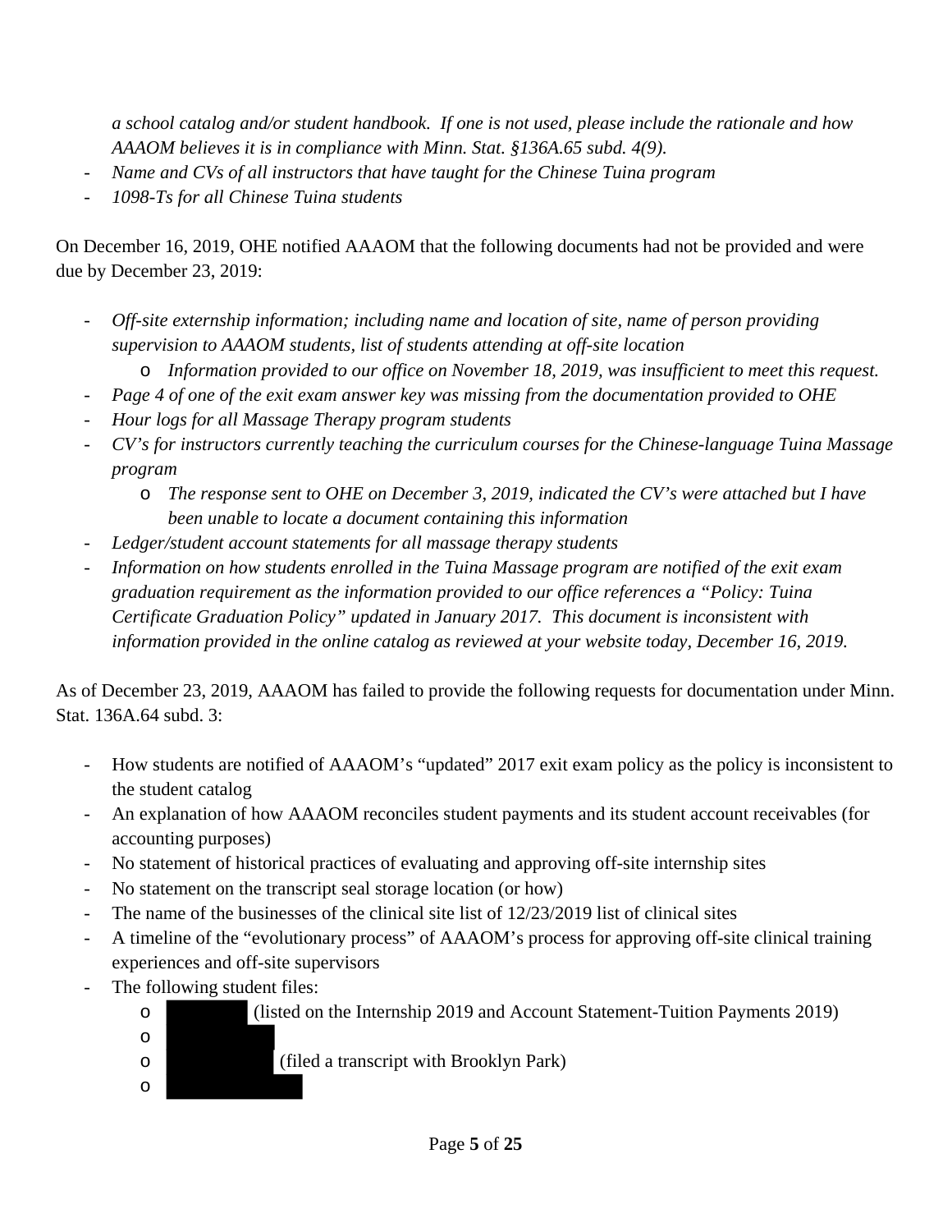*a school catalog and/or student handbook. If one is not used, please include the rationale and how AAAOM believes it is in compliance with Minn. Stat. §136A.65 subd. 4(9).*

- *Name and CVs of all instructors that have taught for the Chinese Tuina program*
- *1098-Ts for all Chinese Tuina students*

On December 16, 2019, OHE notified AAAOM that the following documents had not be provided and were due by December 23, 2019:

- *Off-site externship information; including name and location of site, name of person providing supervision to AAAOM students, list of students attending at off-site location*
  - *Information provided to our office on November 18, 2019, was insufficient to meet this request.*
- *Page 4 of one of the exit exam answer key was missing from the documentation provided to OHE*
- *Hour logs for all Massage Therapy program students*
- *CV's for instructors currently teaching the curriculum courses for the Chinese-language Tuina Massage program*
  - *The response sent to OHE on December 3, 2019, indicated the CV's were attached but I have been unable to locate a document containing this information*
- *Ledger/student account statements for all massage therapy students*
- *Information on how students enrolled in the Tuina Massage program are notified of the exit exam graduation requirement as the information provided to our office references a "Policy: Tuina Certificate Graduation Policy" updated in January 2017. This document is inconsistent with information provided in the online catalog as reviewed at your website today, December 16, 2019.*

As of December 23, 2019, AAAOM has failed to provide the following requests for documentation under Minn. Stat. 136A.64 subd. 3:

- How students are notified of AAAOM's "updated" 2017 exit exam policy as the policy is inconsistent to the student catalog
- An explanation of how AAAOM reconciles student payments and its student account receivables (for accounting purposes)
- No statement of historical practices of evaluating and approving off-site internship sites
- No statement on the transcript seal storage location (or how)
- The name of the businesses of the clinical site list of 12/23/2019 list of clinical sites
- A timeline of the "evolutionary process" of AAAOM's process for approving off-site clinical training experiences and off-site supervisors
- The following student files:
  - [REDACTED] (listed on the Internship 2019 and Account Statement-Tuition Payments 2019)
  - [REDACTED]
  - [REDACTED] (filed a transcript with Brooklyn Park)
  - [REDACTED]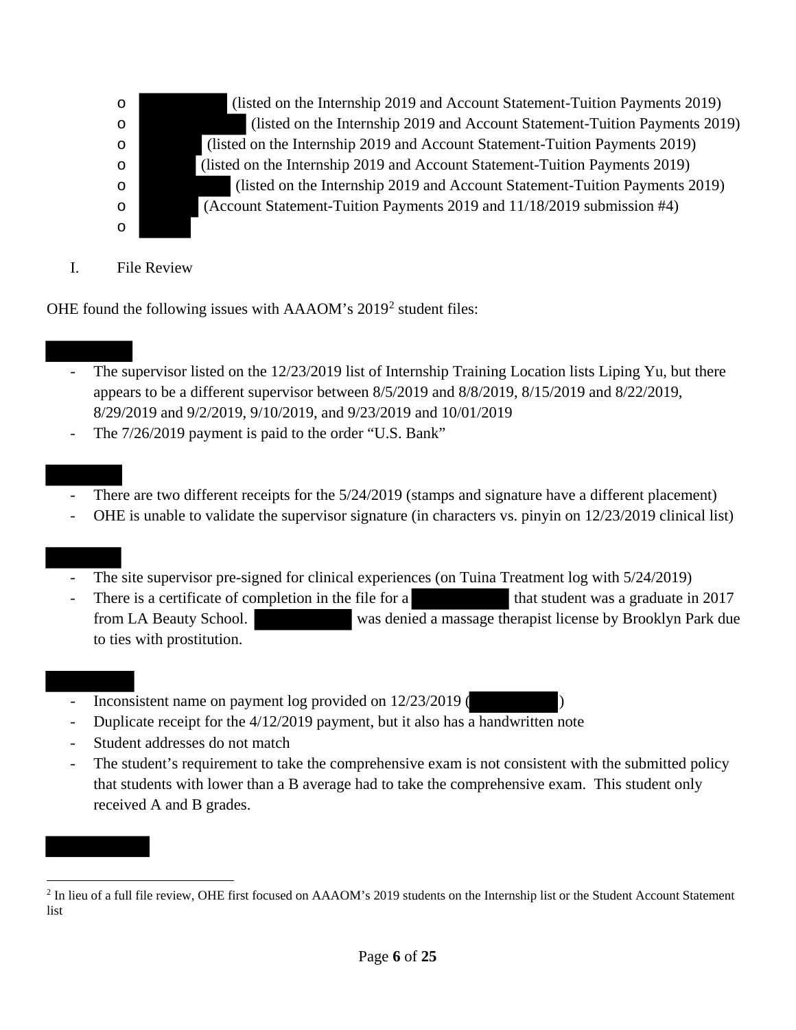- (listed on the Internship 2019 and Account Statement-Tuition Payments 2019)
- (listed on the Internship 2019 and Account Statement-Tuition Payments 2019)
- (listed on the Internship 2019 and Account Statement-Tuition Payments 2019)
- (listed on the Internship 2019 and Account Statement-Tuition Payments 2019)
- (listed on the Internship 2019 and Account Statement-Tuition Payments 2019)
- (Account Statement-Tuition Payments 2019 and 11/18/2019 submission #4)
- 

## I. File Review

OHE found the following issues with AAAOM's 2019[2] student files:

- The supervisor listed on the 12/23/2019 list of Internship Training Location lists Liping Yu, but there appears to be a different supervisor between 8/5/2019 and 8/8/2019, 8/15/2019 and 8/22/2019, 8/29/2019 and 9/2/2019, 9/10/2019, and 9/23/2019 and 10/01/2019
- The 7/26/2019 payment is paid to the order "U.S. Bank"

- There are two different receipts for the 5/24/2019 (stamps and signature have a different placement)
- OHE is unable to validate the supervisor signature (in characters vs. pinyin on 12/23/2019 clinical list)

- The site supervisor pre-signed for clinical experiences (on Tuina Treatment log with 5/24/2019)
- There is a certificate of completion in the file for a that student was a graduate in 2017 from LA Beauty School. was denied a massage therapist license by Brooklyn Park due to ties with prostitution.

- Inconsistent name on payment log provided on 12/23/2019 ( )
- Duplicate receipt for the 4/12/2019 payment, but it also has a handwritten note
- Student addresses do not match
- The student's requirement to take the comprehensive exam is not consistent with the submitted policy that students with lower than a B average had to take the comprehensive exam. This student only received A and B grades.

[2] In lieu of a full file review, OHE first focused on AAAOM's 2019 students on the Internship list or the Student Account Statement list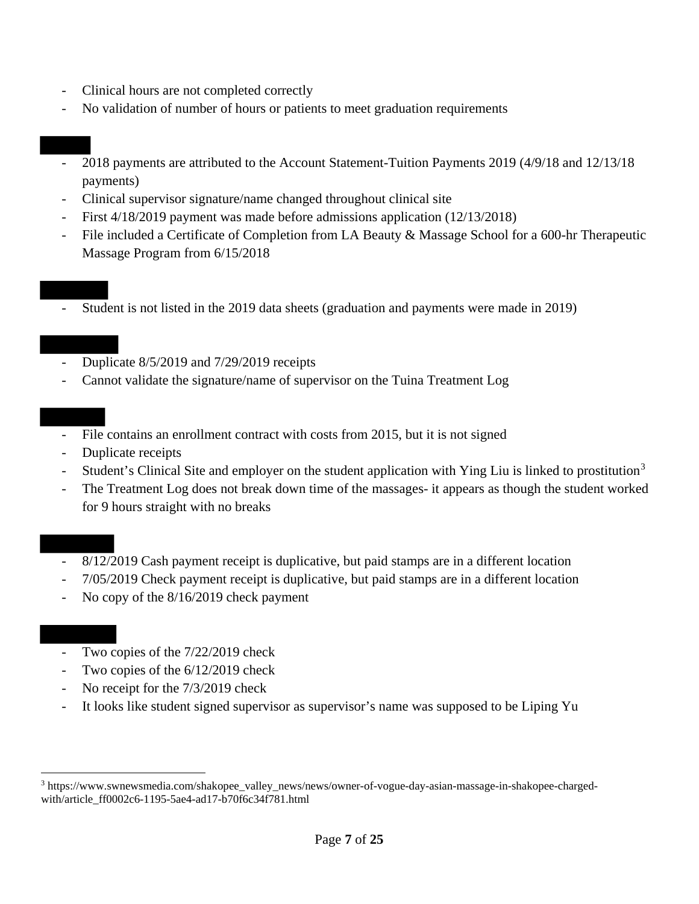- Clinical hours are not completed correctly
- No validation of number of hours or patients to meet graduation requirements

- 2018 payments are attributed to the Account Statement-Tuition Payments 2019 (4/9/18 and 12/13/18 payments)
- Clinical supervisor signature/name changed throughout clinical site
- First 4/18/2019 payment was made before admissions application (12/13/2018)
- File included a Certificate of Completion from LA Beauty & Massage School for a 600-hr Therapeutic Massage Program from 6/15/2018

- Student is not listed in the 2019 data sheets (graduation and payments were made in 2019)

- Duplicate 8/5/2019 and 7/29/2019 receipts
- Cannot validate the signature/name of supervisor on the Tuina Treatment Log

- File contains an enrollment contract with costs from 2015, but it is not signed
- Duplicate receipts
- Student's Clinical Site and employer on the student application with Ying Liu is linked to prostitution[3]
- The Treatment Log does not break down time of the massages- it appears as though the student worked for 9 hours straight with no breaks

- 8/12/2019 Cash payment receipt is duplicative, but paid stamps are in a different location
- 7/05/2019 Check payment receipt is duplicative, but paid stamps are in a different location
- No copy of the 8/16/2019 check payment

- Two copies of the 7/22/2019 check
- Two copies of the 6/12/2019 check
- No receipt for the 7/3/2019 check
- It looks like student signed supervisor as supervisor's name was supposed to be Liping Yu

[3] https://www.swnewsmedia.com/shakopee_valley_news/news/owner-of-vogue-day-asian-massage-in-shakopee-charged-with/article_ff0002c6-1195-5ae4-ad17-b70f6c34f781.html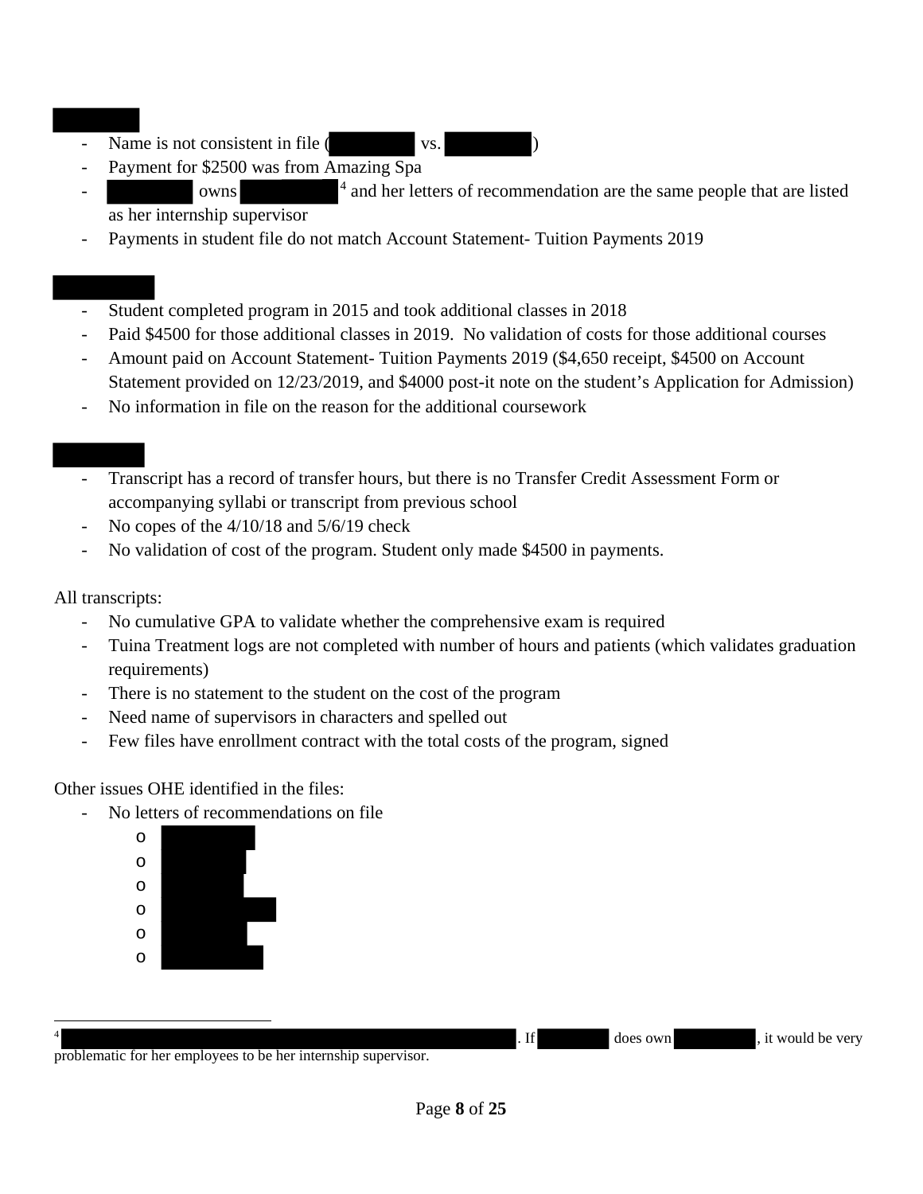[REDACTED]

- Name is not consistent in file ([REDACTED] vs. [REDACTED])
- Payment for $2500 was from Amazing Spa
- [REDACTED] owns [REDACTED][4] and her letters of recommendation are the same people that are listed as her internship supervisor
- Payments in student file do not match Account Statement- Tuition Payments 2019

[REDACTED]

- Student completed program in 2015 and took additional classes in 2018
- Paid $4500 for those additional classes in 2019. No validation of costs for those additional courses
- Amount paid on Account Statement- Tuition Payments 2019 ($4,650 receipt, $4500 on Account Statement provided on 12/23/2019, and $4000 post-it note on the student's Application for Admission)
- No information in file on the reason for the additional coursework

[REDACTED]

- Transcript has a record of transfer hours, but there is no Transfer Credit Assessment Form or accompanying syllabi or transcript from previous school
- No copes of the 4/10/18 and 5/6/19 check
- No validation of cost of the program. Student only made $4500 in payments.

All transcripts:

- No cumulative GPA to validate whether the comprehensive exam is required
- Tuina Treatment logs are not completed with number of hours and patients (which validates graduation requirements)
- There is no statement to the student on the cost of the program
- Need name of supervisors in characters and spelled out
- Few files have enrollment contract with the total costs of the program, signed

Other issues OHE identified in the files:

- No letters of recommendations on file
  - [REDACTED]
  - [REDACTED]
  - [REDACTED]
  - [REDACTED]
  - [REDACTED]
  - [REDACTED]

---

[4] [REDACTED]. If [REDACTED] does own [REDACTED], it would be very problematic for her employees to be her internship supervisor.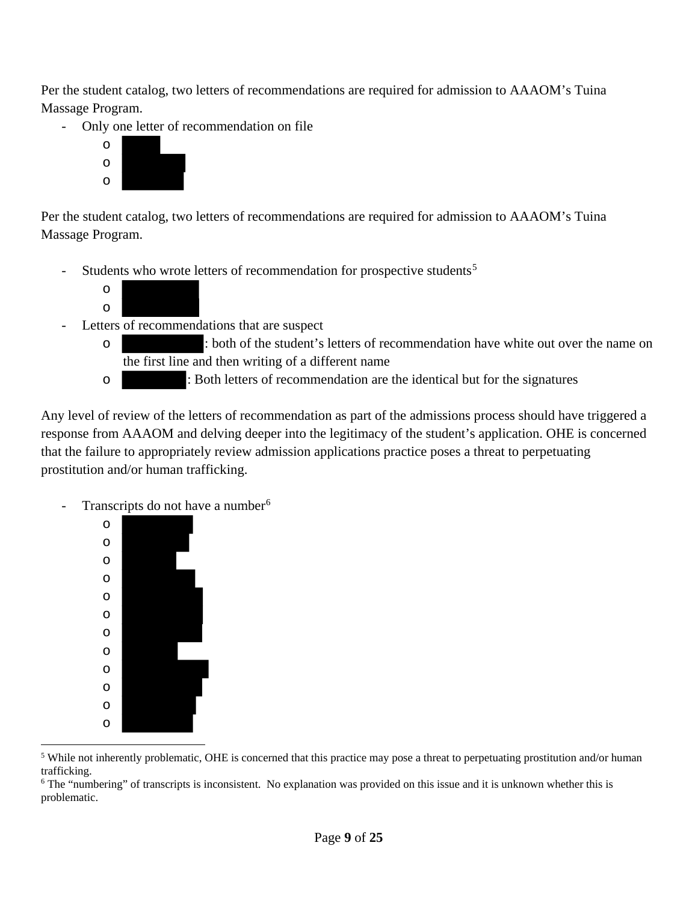Per the student catalog, two letters of recommendations are required for admission to AAAOM's Tuina Massage Program.

- Only one letter of recommendation on file
  - [REDACTED]
  - [REDACTED]
  - [REDACTED]

Per the student catalog, two letters of recommendations are required for admission to AAAOM's Tuina Massage Program.

- Students who wrote letters of recommendation for prospective students[5]
  - [REDACTED]
  - [REDACTED]
- Letters of recommendations that are suspect
  - [REDACTED]: both of the student's letters of recommendation have white out over the name on the first line and then writing of a different name
  - [REDACTED]: Both letters of recommendation are the identical but for the signatures

Any level of review of the letters of recommendation as part of the admissions process should have triggered a response from AAAOM and delving deeper into the legitimacy of the student's application. OHE is concerned that the failure to appropriately review admission applications practice poses a threat to perpetuating prostitution and/or human trafficking.

- Transcripts do not have a number[6]
  - [REDACTED]
  - [REDACTED]
  - [REDACTED]
  - [REDACTED]
  - [REDACTED]
  - [REDACTED]
  - [REDACTED]
  - [REDACTED]
  - [REDACTED]
  - [REDACTED]
  - [REDACTED]
  - [REDACTED]

---

[5] While not inherently problematic, OHE is concerned that this practice may pose a threat to perpetuating prostitution and/or human trafficking.

[6] The "numbering" of transcripts is inconsistent. No explanation was provided on this issue and it is unknown whether this is problematic.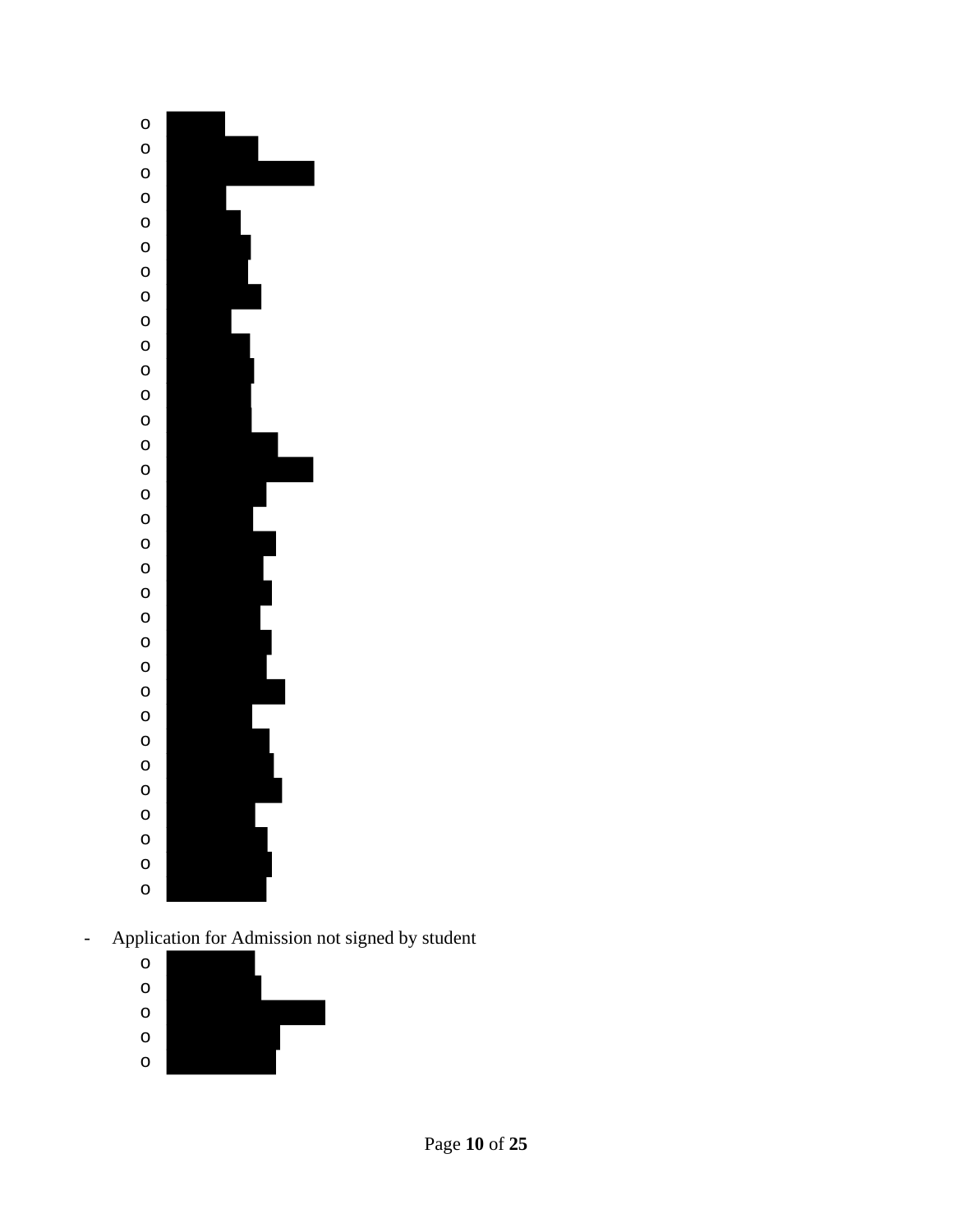- ████████
- ████████
- ████████
- ████████
- ████████
- ████████
- ████████
- ████████
- ████████
- ████████
- ████████
- ████████
- ████████
- ████████
- ████████
- ████████
- ████████
- ████████
- ████████
- ████████
- ████████
- ████████
- ████████
- ████████
- ████████
- ████████
- ████████
- ████████
- ████████
- ████████
- ████████
- ████████

- Application for Admission not signed by student
  - ████████
  - ████████
  - ████████
  - ████████
  - ████████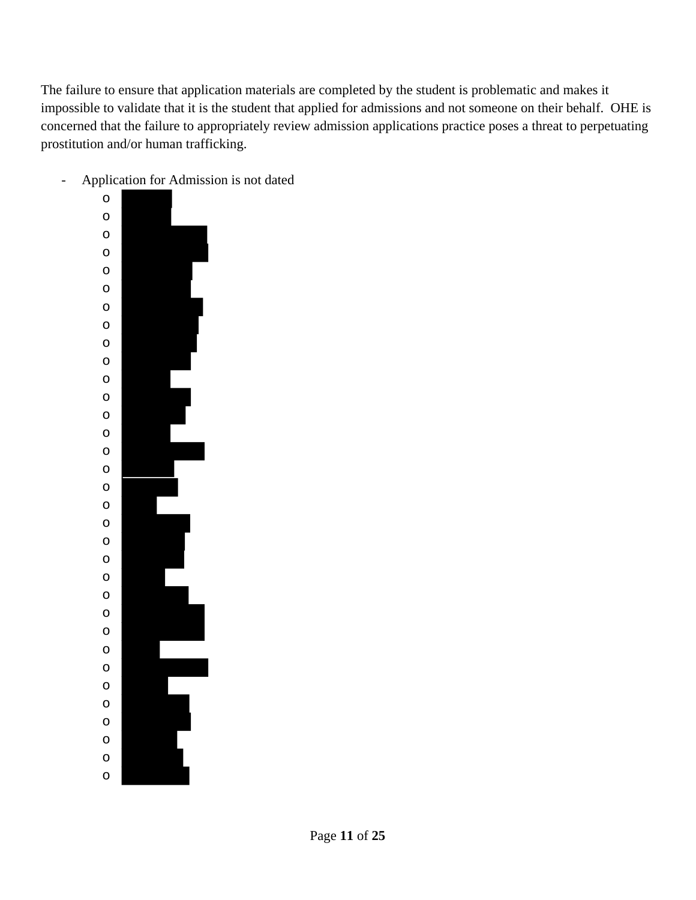The failure to ensure that application materials are completed by the student is problematic and makes it impossible to validate that it is the student that applied for admissions and not someone on their behalf. OHE is concerned that the failure to appropriately review admission applications practice poses a threat to perpetuating prostitution and/or human trafficking.

- Application for Admission is not dated
  - [redacted]
  - [redacted]
  - [redacted]
  - [redacted]
  - [redacted]
  - [redacted]
  - [redacted]
  - [redacted]
  - [redacted]
  - [redacted]
  - [redacted]
  - [redacted]
  - [redacted]
  - [redacted]
  - [redacted]
  - [redacted]
  - [redacted]
  - [redacted]
  - [redacted]
  - [redacted]
  - [redacted]
  - [redacted]
  - [redacted]
  - [redacted]
  - [redacted]
  - [redacted]
  - [redacted]
  - [redacted]
  - [redacted]
  - [redacted]
  - [redacted]
  - [redacted]
  - [redacted]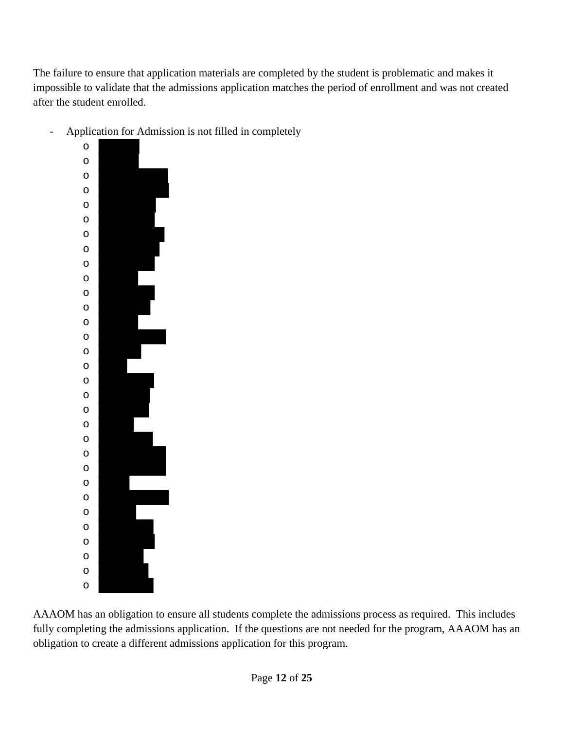The failure to ensure that application materials are completed by the student is problematic and makes it impossible to validate that the admissions application matches the period of enrollment and was not created after the student enrolled.

- Application for Admission is not filled in completely
  - [redacted]
  - [redacted]
  - [redacted]
  - [redacted]
  - [redacted]
  - [redacted]
  - [redacted]
  - [redacted]
  - [redacted]
  - [redacted]
  - [redacted]
  - [redacted]
  - [redacted]
  - [redacted]
  - [redacted]
  - [redacted]
  - [redacted]
  - [redacted]
  - [redacted]
  - [redacted]
  - [redacted]
  - [redacted]
  - [redacted]
  - [redacted]
  - [redacted]
  - [redacted]
  - [redacted]
  - [redacted]
  - [redacted]
  - [redacted]
  - [redacted]

AAAOM has an obligation to ensure all students complete the admissions process as required. This includes fully completing the admissions application. If the questions are not needed for the program, AAAOM has an obligation to create a different admissions application for this program.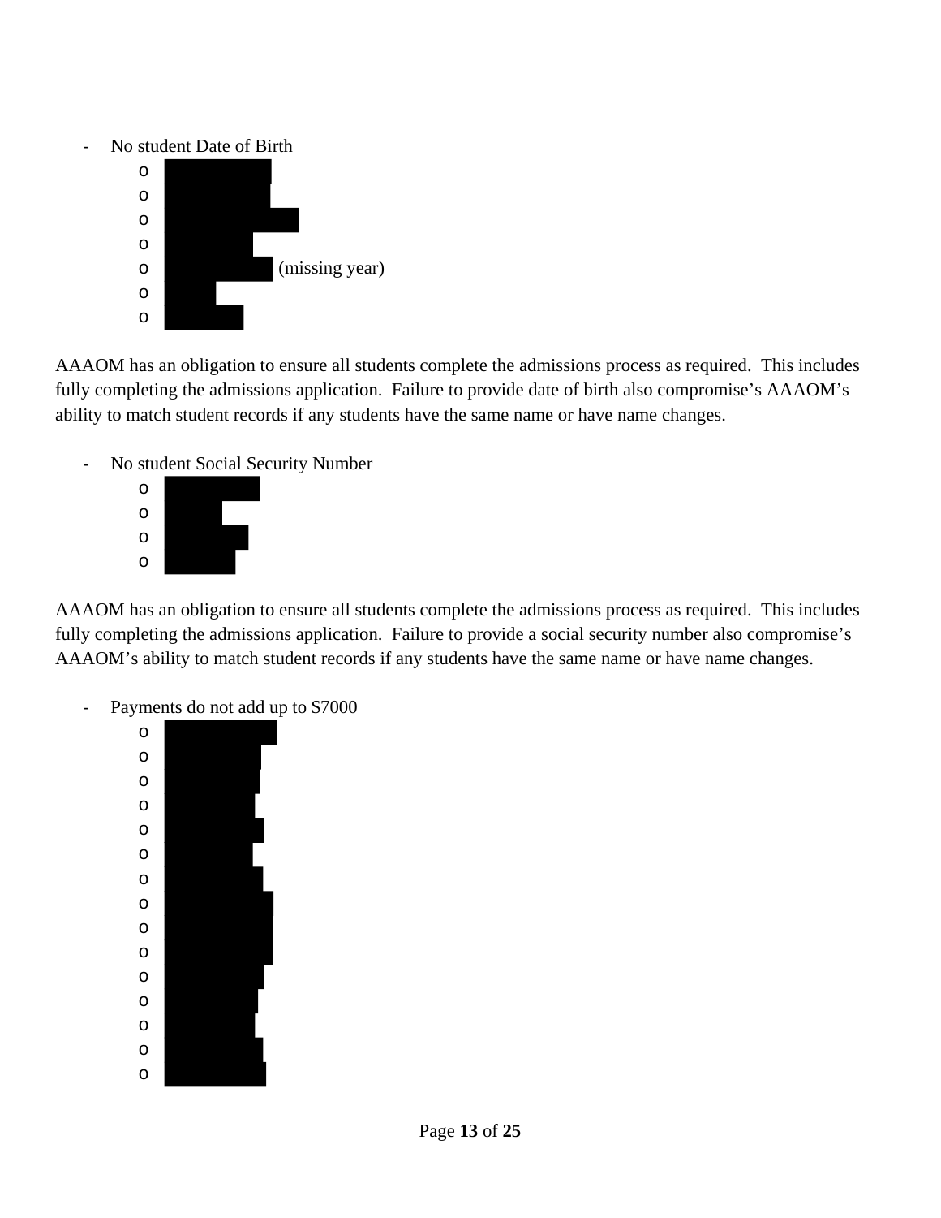- No student Date of Birth
  - [REDACTED]
  - [REDACTED]
  - [REDACTED]
  - [REDACTED]
  - [REDACTED] (missing year)
  - [REDACTED]
  - [REDACTED]

AAAOM has an obligation to ensure all students complete the admissions process as required. This includes fully completing the admissions application. Failure to provide date of birth also compromise's AAAOM's ability to match student records if any students have the same name or have name changes.

- No student Social Security Number
  - [REDACTED]
  - [REDACTED]
  - [REDACTED]
  - [REDACTED]

AAAOM has an obligation to ensure all students complete the admissions process as required. This includes fully completing the admissions application. Failure to provide a social security number also compromise's AAAOM's ability to match student records if any students have the same name or have name changes.

- Payments do not add up to $7000
  - [REDACTED]
  - [REDACTED]
  - [REDACTED]
  - [REDACTED]
  - [REDACTED]
  - [REDACTED]
  - [REDACTED]
  - [REDACTED]
  - [REDACTED]
  - [REDACTED]
  - [REDACTED]
  - [REDACTED]
  - [REDACTED]
  - [REDACTED]
  - [REDACTED]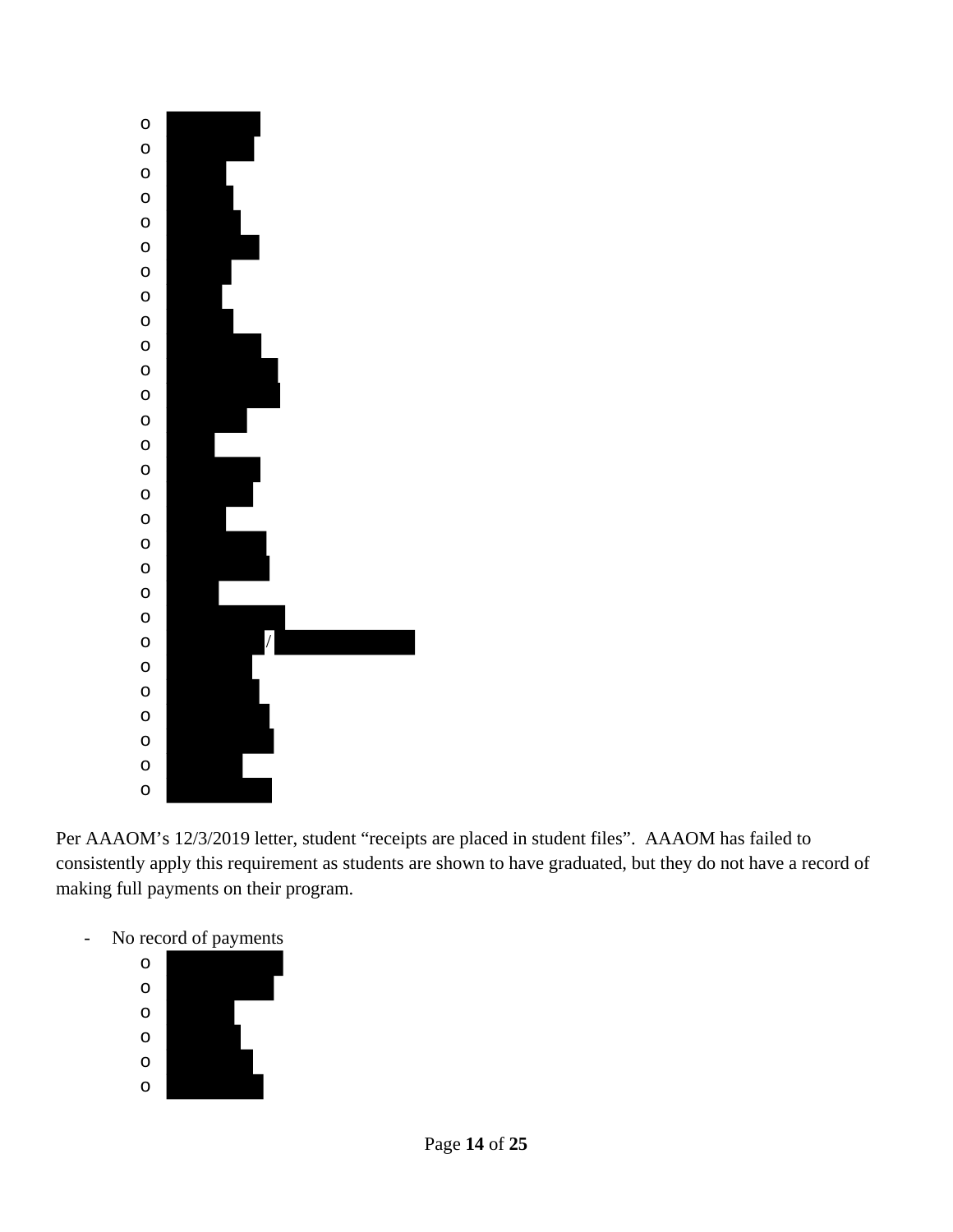- 
- 
- 
- 
- 
- 
- 
- 
- 
- 
- 
- 
- 
- 
- 
- 
- 
- 
- 
- 
- 
- /
- 
- 
- 
- 
- 
- 

Per AAAOM's 12/3/2019 letter, student "receipts are placed in student files". AAAOM has failed to consistently apply this requirement as students are shown to have graduated, but they do not have a record of making full payments on their program.

- No record of payments
  - 
  - 
  - 
  - 
  - 
  -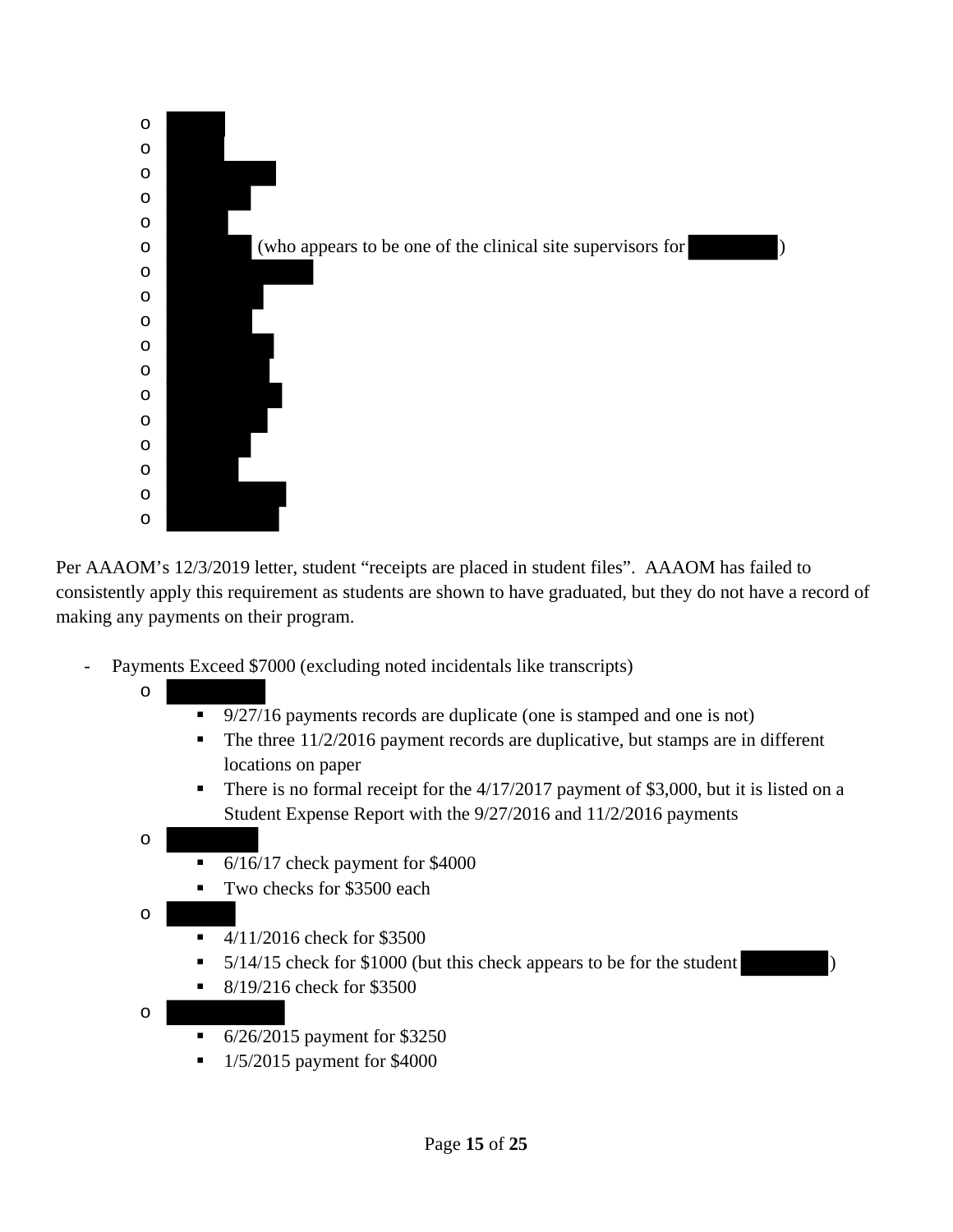- [REDACTED]
- [REDACTED]
- [REDACTED]
- [REDACTED]
- [REDACTED]
- [REDACTED] (who appears to be one of the clinical site supervisors for [REDACTED])
- [REDACTED]
- [REDACTED]
- [REDACTED]
- [REDACTED]
- [REDACTED]
- [REDACTED]
- [REDACTED]
- [REDACTED]
- [REDACTED]
- [REDACTED]
- [REDACTED]

Per AAAOM's 12/3/2019 letter, student "receipts are placed in student files". AAAOM has failed to consistently apply this requirement as students are shown to have graduated, but they do not have a record of making any payments on their program.

- Payments Exceed $7000 (excluding noted incidentals like transcripts)
  - [REDACTED]
    - 9/27/16 payments records are duplicate (one is stamped and one is not)
    - The three 11/2/2016 payment records are duplicative, but stamps are in different locations on paper
    - There is no formal receipt for the 4/17/2017 payment of $3,000, but it is listed on a Student Expense Report with the 9/27/2016 and 11/2/2016 payments
  - [REDACTED]
    - 6/16/17 check payment for $4000
    - Two checks for $3500 each
  - [REDACTED]
    - 4/11/2016 check for $3500
    - 5/14/15 check for $1000 (but this check appears to be for the student [REDACTED])
    - 8/19/216 check for $3500
  - [REDACTED]
    - 6/26/2015 payment for $3250
    - 1/5/2015 payment for $4000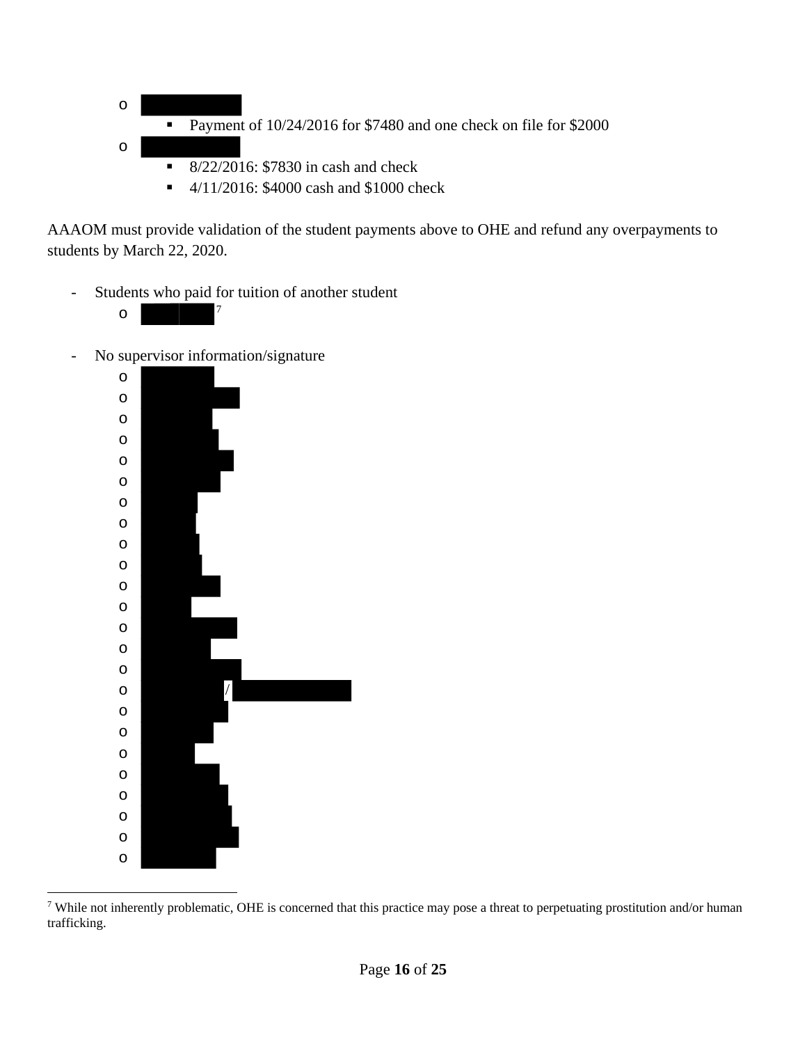- [REDACTED]
  - Payment of 10/24/2016 for $7480 and one check on file for $2000
- [REDACTED]
  - 8/22/2016: $7830 in cash and check
  - 4/11/2016: $4000 cash and $1000 check

AAAOM must provide validation of the student payments above to OHE and refund any overpayments to students by March 22, 2020.

- Students who paid for tuition of another student
  - [REDACTED][7]

- No supervisor information/signature
  - [REDACTED]
  - [REDACTED]
  - [REDACTED]
  - [REDACTED]
  - [REDACTED]
  - [REDACTED]
  - [REDACTED]
  - [REDACTED]
  - [REDACTED]
  - [REDACTED]
  - [REDACTED]
  - [REDACTED]
  - [REDACTED]
  - [REDACTED]
  - [REDACTED]
  - [REDACTED] / [REDACTED]
  - [REDACTED]
  - [REDACTED]
  - [REDACTED]
  - [REDACTED]
  - [REDACTED]
  - [REDACTED]
  - [REDACTED]
  - [REDACTED]

[7] While not inherently problematic, OHE is concerned that this practice may pose a threat to perpetuating prostitution and/or human trafficking.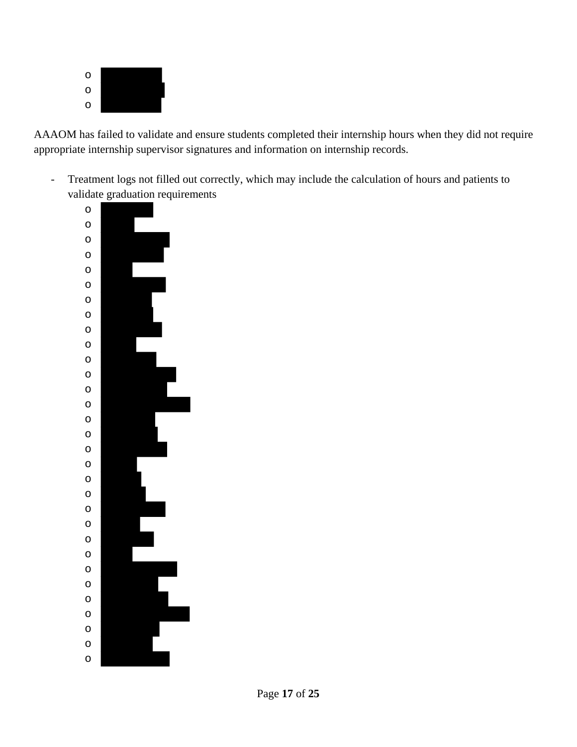-
  -
  -

AAAOM has failed to validate and ensure students completed their internship hours when they did not require appropriate internship supervisor signatures and information on internship records.

- Treatment logs not filled out correctly, which may include the calculation of hours and patients to validate graduation requirements
  -
  -
  -
  -
  -
  -
  -
  -
  -
  -
  -
  -
  -
  -
  -
  -
  -
  -
  -
  -
  -
  -
  -
  -
  -
  -
  -
  -
  -
  -
  -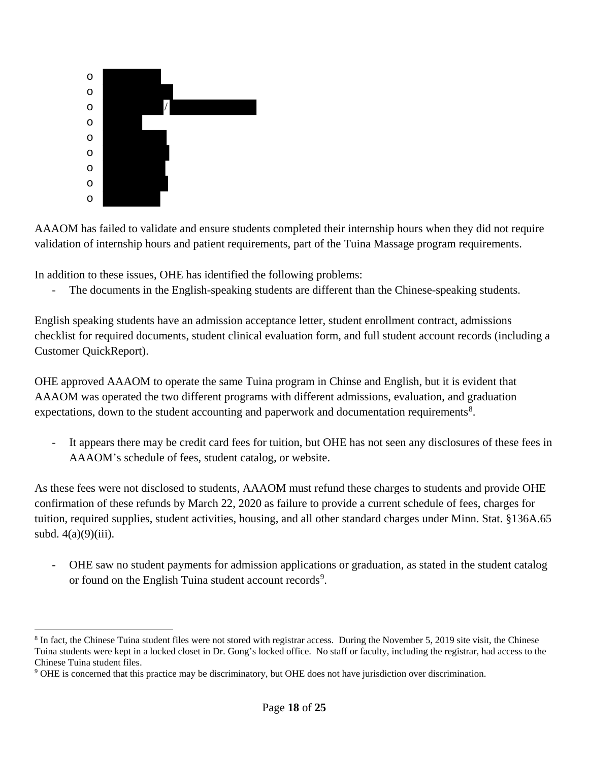- [REDACTED]
- [REDACTED]
- [REDACTED] / [REDACTED]
- [REDACTED]
- [REDACTED]
- [REDACTED]
- [REDACTED]
- [REDACTED]
- [REDACTED]

AAAOM has failed to validate and ensure students completed their internship hours when they did not require validation of internship hours and patient requirements, part of the Tuina Massage program requirements.

In addition to these issues, OHE has identified the following problems:

- The documents in the English-speaking students are different than the Chinese-speaking students.

English speaking students have an admission acceptance letter, student enrollment contract, admissions checklist for required documents, student clinical evaluation form, and full student account records (including a Customer QuickReport).

OHE approved AAAOM to operate the same Tuina program in Chinse and English, but it is evident that AAAOM was operated the two different programs with different admissions, evaluation, and graduation expectations, down to the student accounting and paperwork and documentation requirements[8].

- It appears there may be credit card fees for tuition, but OHE has not seen any disclosures of these fees in AAAOM's schedule of fees, student catalog, or website.

As these fees were not disclosed to students, AAAOM must refund these charges to students and provide OHE confirmation of these refunds by March 22, 2020 as failure to provide a current schedule of fees, charges for tuition, required supplies, student activities, housing, and all other standard charges under Minn. Stat. §136A.65 subd. 4(a)(9)(iii).

- OHE saw no student payments for admission applications or graduation, as stated in the student catalog or found on the English Tuina student account records[9].

---

[8] In fact, the Chinese Tuina student files were not stored with registrar access. During the November 5, 2019 site visit, the Chinese Tuina students were kept in a locked closet in Dr. Gong's locked office. No staff or faculty, including the registrar, had access to the Chinese Tuina student files.

[9] OHE is concerned that this practice may be discriminatory, but OHE does not have jurisdiction over discrimination.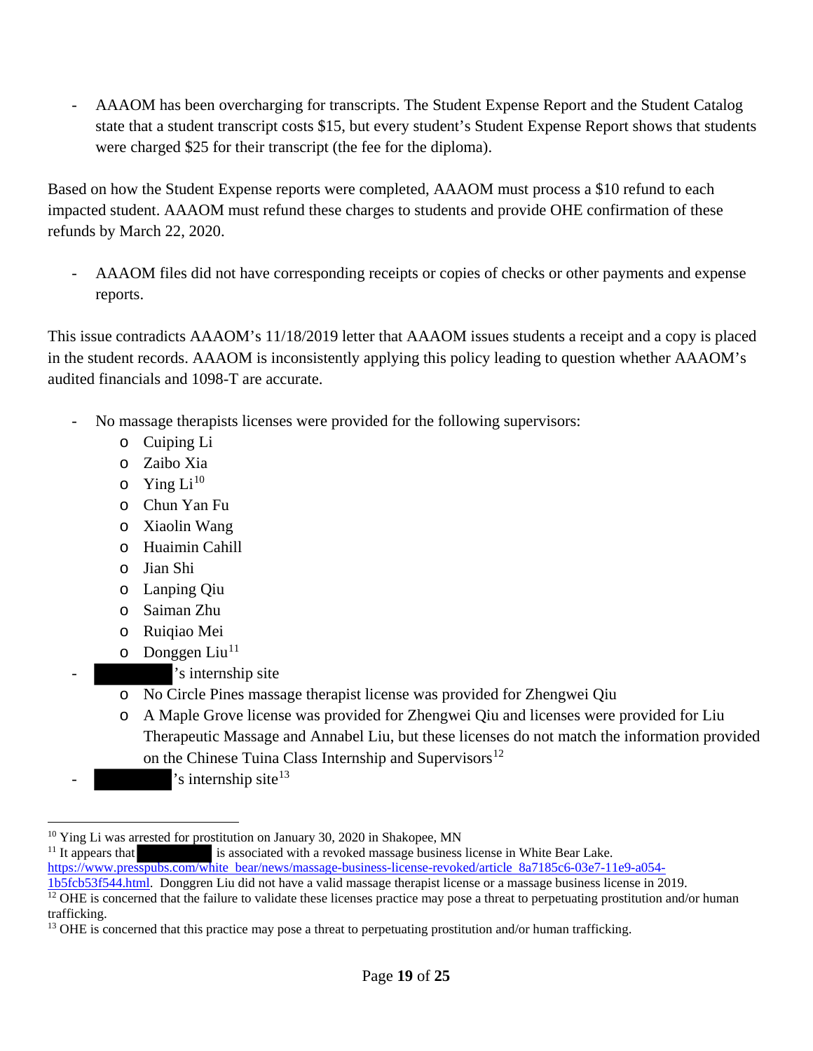- AAAOM has been overcharging for transcripts. The Student Expense Report and the Student Catalog state that a student transcript costs $15, but every student's Student Expense Report shows that students were charged $25 for their transcript (the fee for the diploma).

Based on how the Student Expense reports were completed, AAAOM must process a $10 refund to each impacted student. AAAOM must refund these charges to students and provide OHE confirmation of these refunds by March 22, 2020.

- AAAOM files did not have corresponding receipts or copies of checks or other payments and expense reports.

This issue contradicts AAAOM's 11/18/2019 letter that AAAOM issues students a receipt and a copy is placed in the student records. AAAOM is inconsistently applying this policy leading to question whether AAAOM's audited financials and 1098-T are accurate.

- No massage therapists licenses were provided for the following supervisors:
  - Cuiping Li
  - Zaibo Xia
  - Ying Li[10]
  - Chun Yan Fu
  - Xiaolin Wang
  - Huaimin Cahill
  - Jian Shi
  - Lanping Qiu
  - Saiman Zhu
  - Ruiqiao Mei
  - Donggen Liu[11]
- [REDACTED]'s internship site
  - No Circle Pines massage therapist license was provided for Zhengwei Qiu
  - A Maple Grove license was provided for Zhengwei Qiu and licenses were provided for Liu Therapeutic Massage and Annabel Liu, but these licenses do not match the information provided on the Chinese Tuina Class Internship and Supervisors[12]
- [REDACTED]'s internship site[13]

---

[10] Ying Li was arrested for prostitution on January 30, 2020 in Shakopee, MN

[11] It appears that [REDACTED] is associated with a revoked massage business license in White Bear Lake. https://www.presspubs.com/white_bear/news/massage-business-license-revoked/article_8a7185c6-03e7-11e9-a054-1b5fcb53f544.html. Donggren Liu did not have a valid massage therapist license or a massage business license in 2019.

[12] OHE is concerned that the failure to validate these licenses practice may pose a threat to perpetuating prostitution and/or human trafficking.

[13] OHE is concerned that this practice may pose a threat to perpetuating prostitution and/or human trafficking.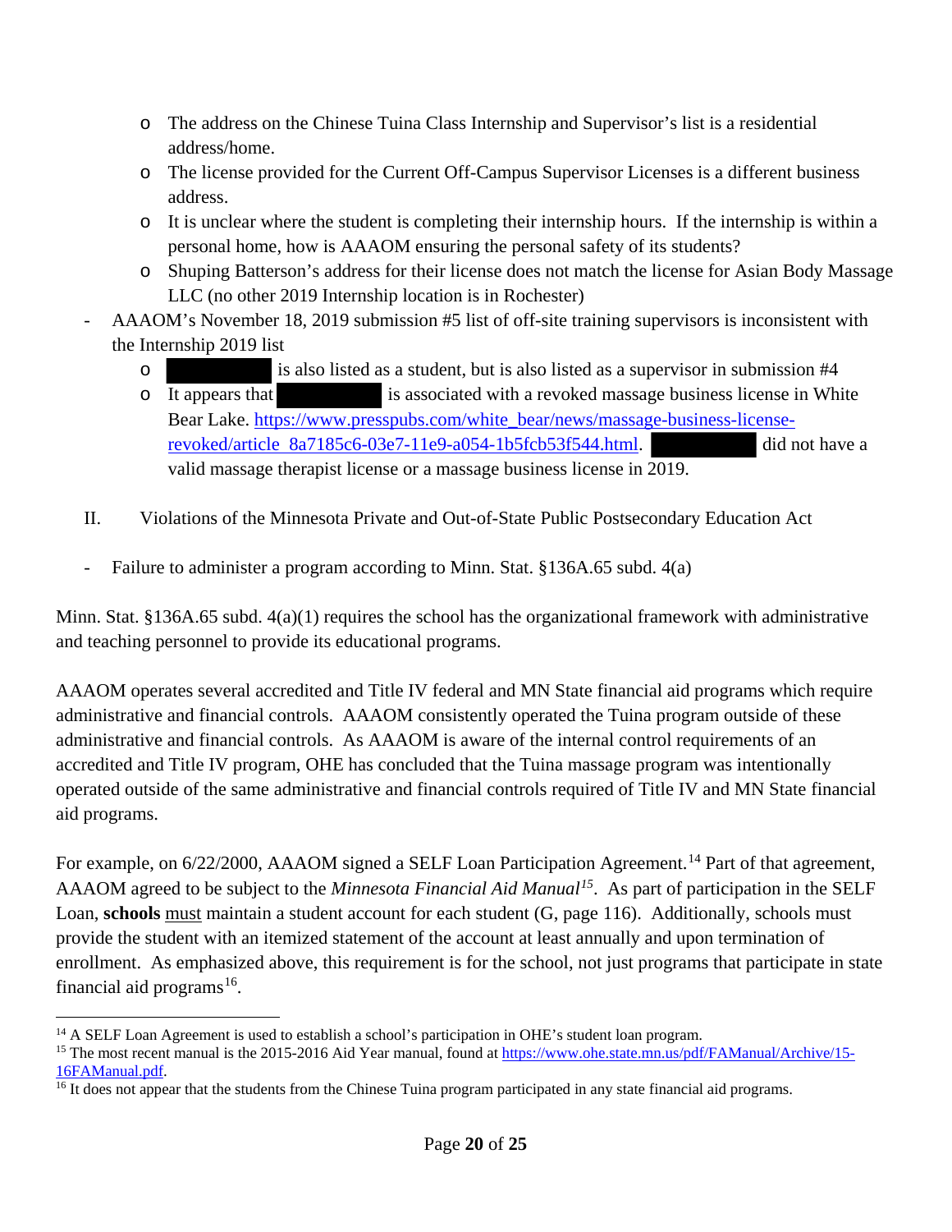- The address on the Chinese Tuina Class Internship and Supervisor's list is a residential address/home.
  - The license provided for the Current Off-Campus Supervisor Licenses is a different business address.
  - It is unclear where the student is completing their internship hours. If the internship is within a personal home, how is AAAOM ensuring the personal safety of its students?
  - Shuping Batterson's address for their license does not match the license for Asian Body Massage LLC (no other 2019 Internship location is in Rochester)
- AAAOM's November 18, 2019 submission #5 list of off-site training supervisors is inconsistent with the Internship 2019 list
  - ████████ is also listed as a student, but is also listed as a supervisor in submission #4
  - It appears that ████████ is associated with a revoked massage business license in White Bear Lake. https://www.presspubs.com/white_bear/news/massage-business-license-revoked/article_8a7185c6-03e7-11e9-a054-1b5fcb53f544.html. ████████ did not have a valid massage therapist license or a massage business license in 2019.

II. Violations of the Minnesota Private and Out-of-State Public Postsecondary Education Act

- Failure to administer a program according to Minn. Stat. §136A.65 subd. 4(a)

Minn. Stat. §136A.65 subd. 4(a)(1) requires the school has the organizational framework with administrative and teaching personnel to provide its educational programs.

AAAOM operates several accredited and Title IV federal and MN State financial aid programs which require administrative and financial controls. AAAOM consistently operated the Tuina program outside of these administrative and financial controls. As AAAOM is aware of the internal control requirements of an accredited and Title IV program, OHE has concluded that the Tuina massage program was intentionally operated outside of the same administrative and financial controls required of Title IV and MN State financial aid programs.

For example, on 6/22/2000, AAAOM signed a SELF Loan Participation Agreement.[14] Part of that agreement, AAAOM agreed to be subject to the *Minnesota Financial Aid Manual*[15]. As part of participation in the SELF Loan, **schools** <u>must</u> maintain a student account for each student (G, page 116). Additionally, schools must provide the student with an itemized statement of the account at least annually and upon termination of enrollment. As emphasized above, this requirement is for the school, not just programs that participate in state financial aid programs[16].

---

[14] A SELF Loan Agreement is used to establish a school's participation in OHE's student loan program.

[15] The most recent manual is the 2015-2016 Aid Year manual, found at https://www.ohe.state.mn.us/pdf/FAManual/Archive/15-16FAManual.pdf.

[16] It does not appear that the students from the Chinese Tuina program participated in any state financial aid programs.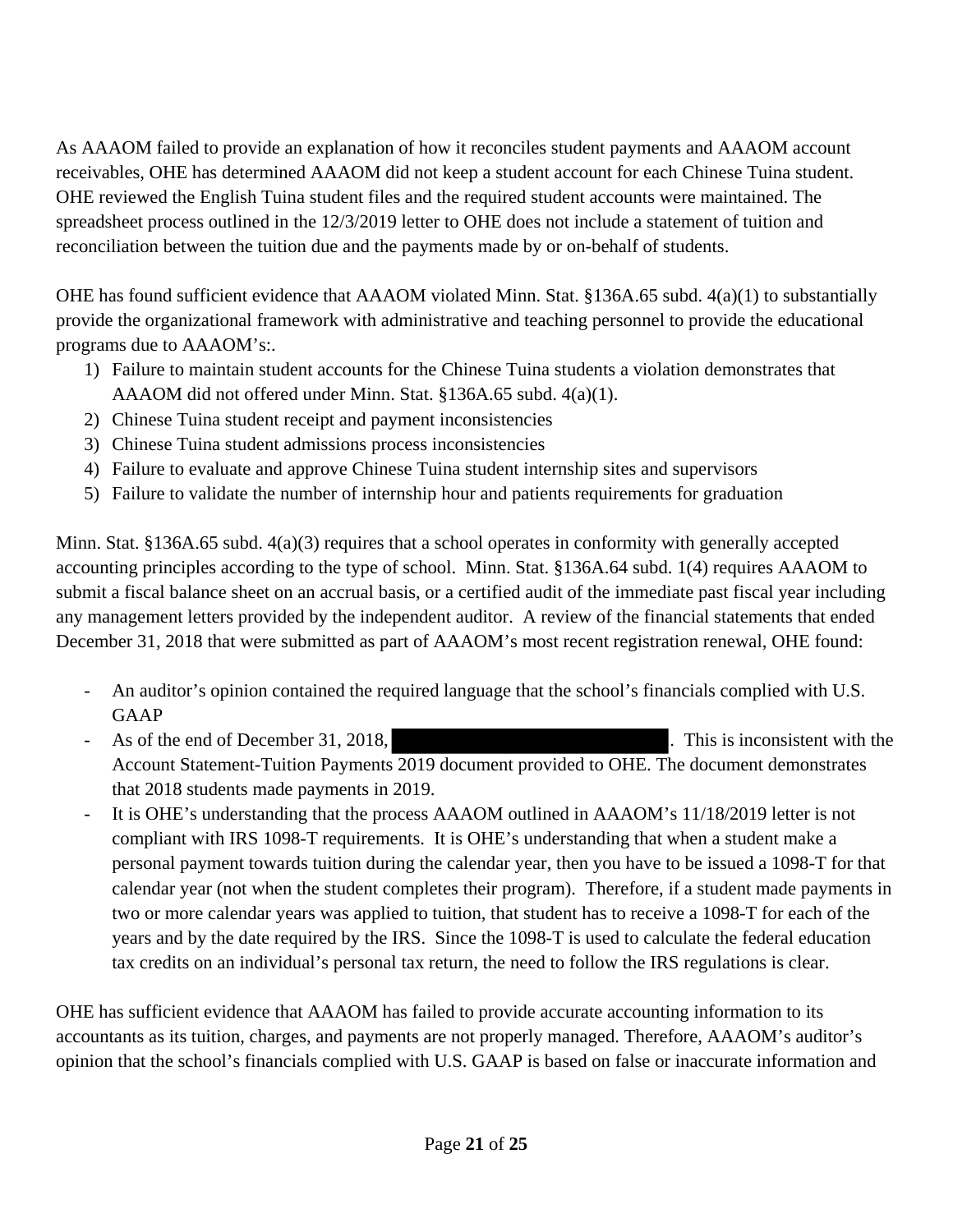As AAAOM failed to provide an explanation of how it reconciles student payments and AAAOM account receivables, OHE has determined AAAOM did not keep a student account for each Chinese Tuina student. OHE reviewed the English Tuina student files and the required student accounts were maintained. The spreadsheet process outlined in the 12/3/2019 letter to OHE does not include a statement of tuition and reconciliation between the tuition due and the payments made by or on-behalf of students.

OHE has found sufficient evidence that AAAOM violated Minn. Stat. §136A.65 subd. 4(a)(1) to substantially provide the organizational framework with administrative and teaching personnel to provide the educational programs due to AAAOM's:.

1) Failure to maintain student accounts for the Chinese Tuina students a violation demonstrates that AAAOM did not offered under Minn. Stat. §136A.65 subd. 4(a)(1).
2) Chinese Tuina student receipt and payment inconsistencies
3) Chinese Tuina student admissions process inconsistencies
4) Failure to evaluate and approve Chinese Tuina student internship sites and supervisors
5) Failure to validate the number of internship hour and patients requirements for graduation

Minn. Stat. §136A.65 subd. 4(a)(3) requires that a school operates in conformity with generally accepted accounting principles according to the type of school. Minn. Stat. §136A.64 subd. 1(4) requires AAAOM to submit a fiscal balance sheet on an accrual basis, or a certified audit of the immediate past fiscal year including any management letters provided by the independent auditor. A review of the financial statements that ended December 31, 2018 that were submitted as part of AAAOM's most recent registration renewal, OHE found:

- An auditor's opinion contained the required language that the school's financials complied with U.S. GAAP
- As of the end of December 31, 2018, [REDACTED]. This is inconsistent with the Account Statement-Tuition Payments 2019 document provided to OHE. The document demonstrates that 2018 students made payments in 2019.
- It is OHE's understanding that the process AAAOM outlined in AAAOM's 11/18/2019 letter is not compliant with IRS 1098-T requirements. It is OHE's understanding that when a student make a personal payment towards tuition during the calendar year, then you have to be issued a 1098-T for that calendar year (not when the student completes their program). Therefore, if a student made payments in two or more calendar years was applied to tuition, that student has to receive a 1098-T for each of the years and by the date required by the IRS. Since the 1098-T is used to calculate the federal education tax credits on an individual's personal tax return, the need to follow the IRS regulations is clear.

OHE has sufficient evidence that AAAOM has failed to provide accurate accounting information to its accountants as its tuition, charges, and payments are not properly managed. Therefore, AAAOM's auditor's opinion that the school's financials complied with U.S. GAAP is based on false or inaccurate information and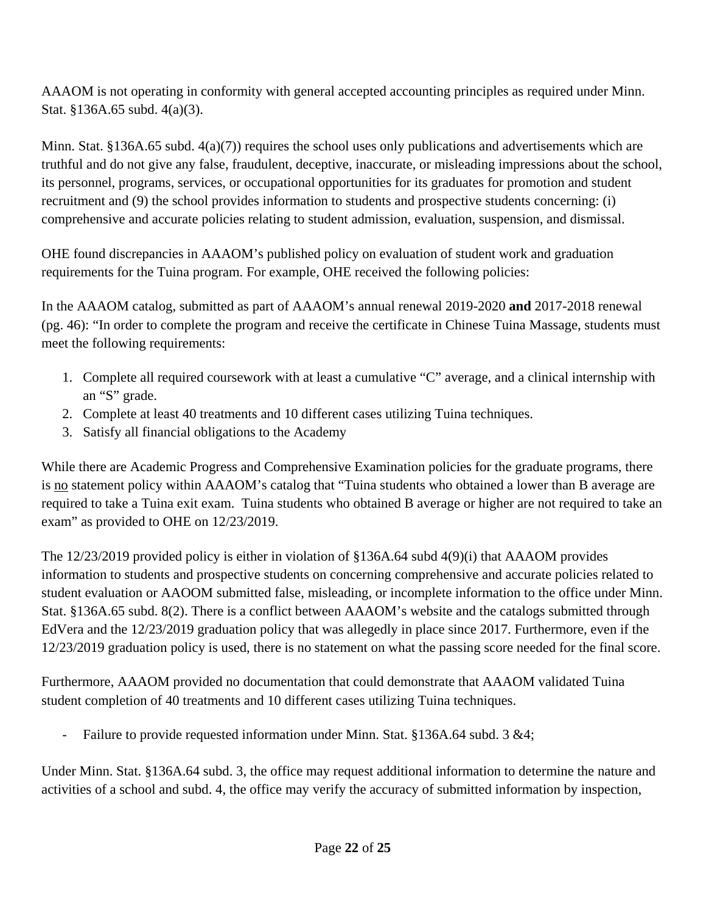AAAOM is not operating in conformity with general accepted accounting principles as required under Minn. Stat. §136A.65 subd. 4(a)(3).

Minn. Stat. §136A.65 subd. 4(a)(7)) requires the school uses only publications and advertisements which are truthful and do not give any false, fraudulent, deceptive, inaccurate, or misleading impressions about the school, its personnel, programs, services, or occupational opportunities for its graduates for promotion and student recruitment and (9) the school provides information to students and prospective students concerning: (i) comprehensive and accurate policies relating to student admission, evaluation, suspension, and dismissal.

OHE found discrepancies in AAAOM's published policy on evaluation of student work and graduation requirements for the Tuina program. For example, OHE received the following policies:

In the AAAOM catalog, submitted as part of AAAOM's annual renewal 2019-2020 **and** 2017-2018 renewal (pg. 46): "In order to complete the program and receive the certificate in Chinese Tuina Massage, students must meet the following requirements:

1. Complete all required coursework with at least a cumulative "C" average, and a clinical internship with an "S" grade.
2. Complete at least 40 treatments and 10 different cases utilizing Tuina techniques.
3. Satisfy all financial obligations to the Academy

While there are Academic Progress and Comprehensive Examination policies for the graduate programs, there is <u>no</u> statement policy within AAAOM's catalog that "Tuina students who obtained a lower than B average are required to take a Tuina exit exam. Tuina students who obtained B average or higher are not required to take an exam" as provided to OHE on 12/23/2019.

The 12/23/2019 provided policy is either in violation of §136A.64 subd 4(9)(i) that AAAOM provides information to students and prospective students on concerning comprehensive and accurate policies related to student evaluation or AAOOM submitted false, misleading, or incomplete information to the office under Minn. Stat. §136A.65 subd. 8(2). There is a conflict between AAAOM's website and the catalogs submitted through EdVera and the 12/23/2019 graduation policy that was allegedly in place since 2017. Furthermore, even if the 12/23/2019 graduation policy is used, there is no statement on what the passing score needed for the final score.

Furthermore, AAAOM provided no documentation that could demonstrate that AAAOM validated Tuina student completion of 40 treatments and 10 different cases utilizing Tuina techniques.

- Failure to provide requested information under Minn. Stat. §136A.64 subd. 3 &4;

Under Minn. Stat. §136A.64 subd. 3, the office may request additional information to determine the nature and activities of a school and subd. 4, the office may verify the accuracy of submitted information by inspection,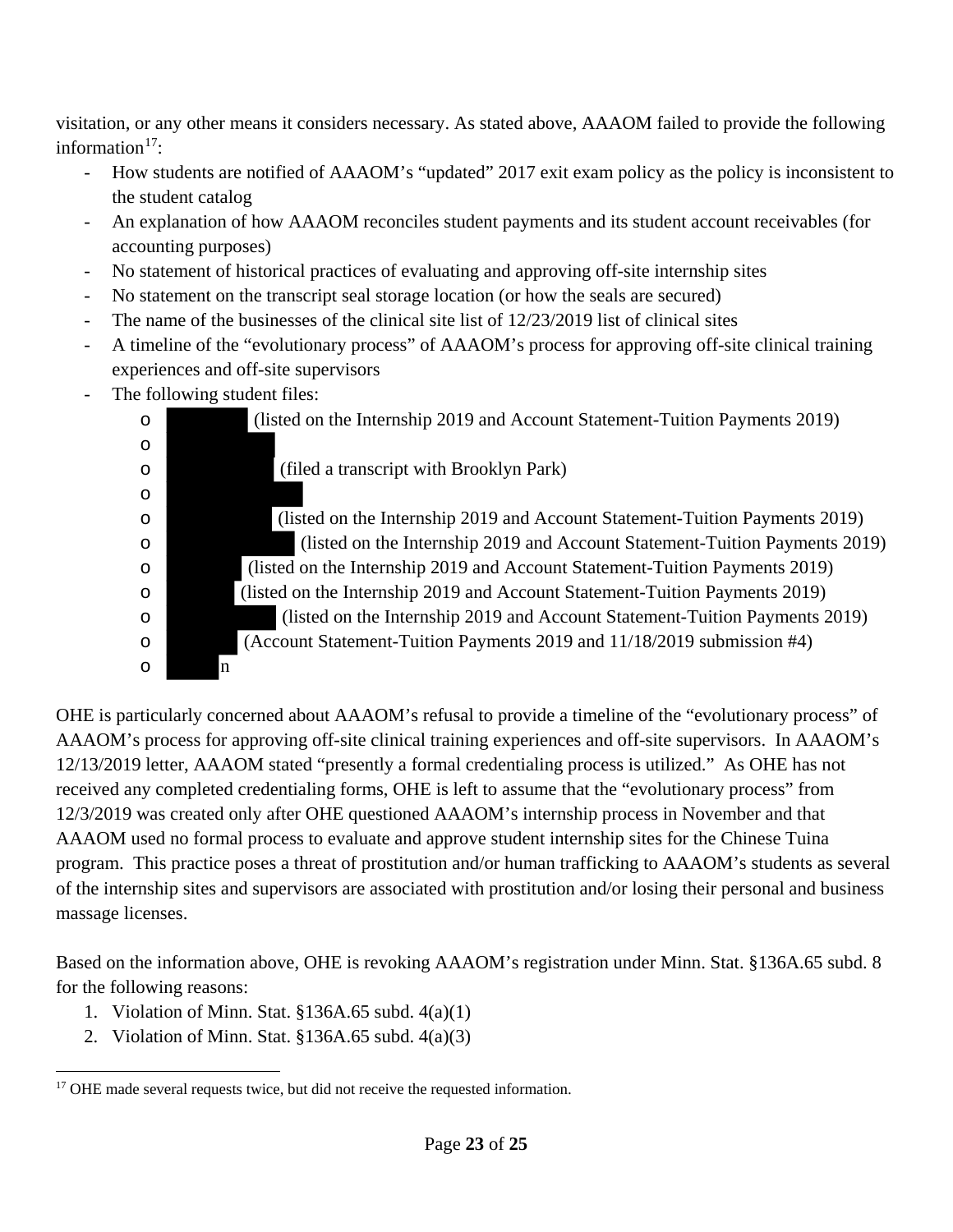visitation, or any other means it considers necessary. As stated above, AAAOM failed to provide the following information[17]:

- How students are notified of AAAOM's "updated" 2017 exit exam policy as the policy is inconsistent to the student catalog
- An explanation of how AAAOM reconciles student payments and its student account receivables (for accounting purposes)
- No statement of historical practices of evaluating and approving off-site internship sites
- No statement on the transcript seal storage location (or how the seals are secured)
- The name of the businesses of the clinical site list of 12/23/2019 list of clinical sites
- A timeline of the "evolutionary process" of AAAOM's process for approving off-site clinical training experiences and off-site supervisors
- The following student files:
  - [REDACTED] (listed on the Internship 2019 and Account Statement-Tuition Payments 2019)
  - [REDACTED]
  - [REDACTED] (filed a transcript with Brooklyn Park)
  - [REDACTED]
  - [REDACTED] (listed on the Internship 2019 and Account Statement-Tuition Payments 2019)
  - [REDACTED] (listed on the Internship 2019 and Account Statement-Tuition Payments 2019)
  - [REDACTED] (listed on the Internship 2019 and Account Statement-Tuition Payments 2019)
  - [REDACTED] (listed on the Internship 2019 and Account Statement-Tuition Payments 2019)
  - [REDACTED] (listed on the Internship 2019 and Account Statement-Tuition Payments 2019)
  - [REDACTED] (Account Statement-Tuition Payments 2019 and 11/18/2019 submission #4)
  - [REDACTED]n

OHE is particularly concerned about AAAOM's refusal to provide a timeline of the "evolutionary process" of AAAOM's process for approving off-site clinical training experiences and off-site supervisors. In AAAOM's 12/13/2019 letter, AAAOM stated "presently a formal credentialing process is utilized." As OHE has not received any completed credentialing forms, OHE is left to assume that the "evolutionary process" from 12/3/2019 was created only after OHE questioned AAAOM's internship process in November and that AAAOM used no formal process to evaluate and approve student internship sites for the Chinese Tuina program. This practice poses a threat of prostitution and/or human trafficking to AAAOM's students as several of the internship sites and supervisors are associated with prostitution and/or losing their personal and business massage licenses.

Based on the information above, OHE is revoking AAAOM's registration under Minn. Stat. §136A.65 subd. 8 for the following reasons:

1. Violation of Minn. Stat. §136A.65 subd. 4(a)(1)
2. Violation of Minn. Stat. §136A.65 subd. 4(a)(3)

---

[17] OHE made several requests twice, but did not receive the requested information.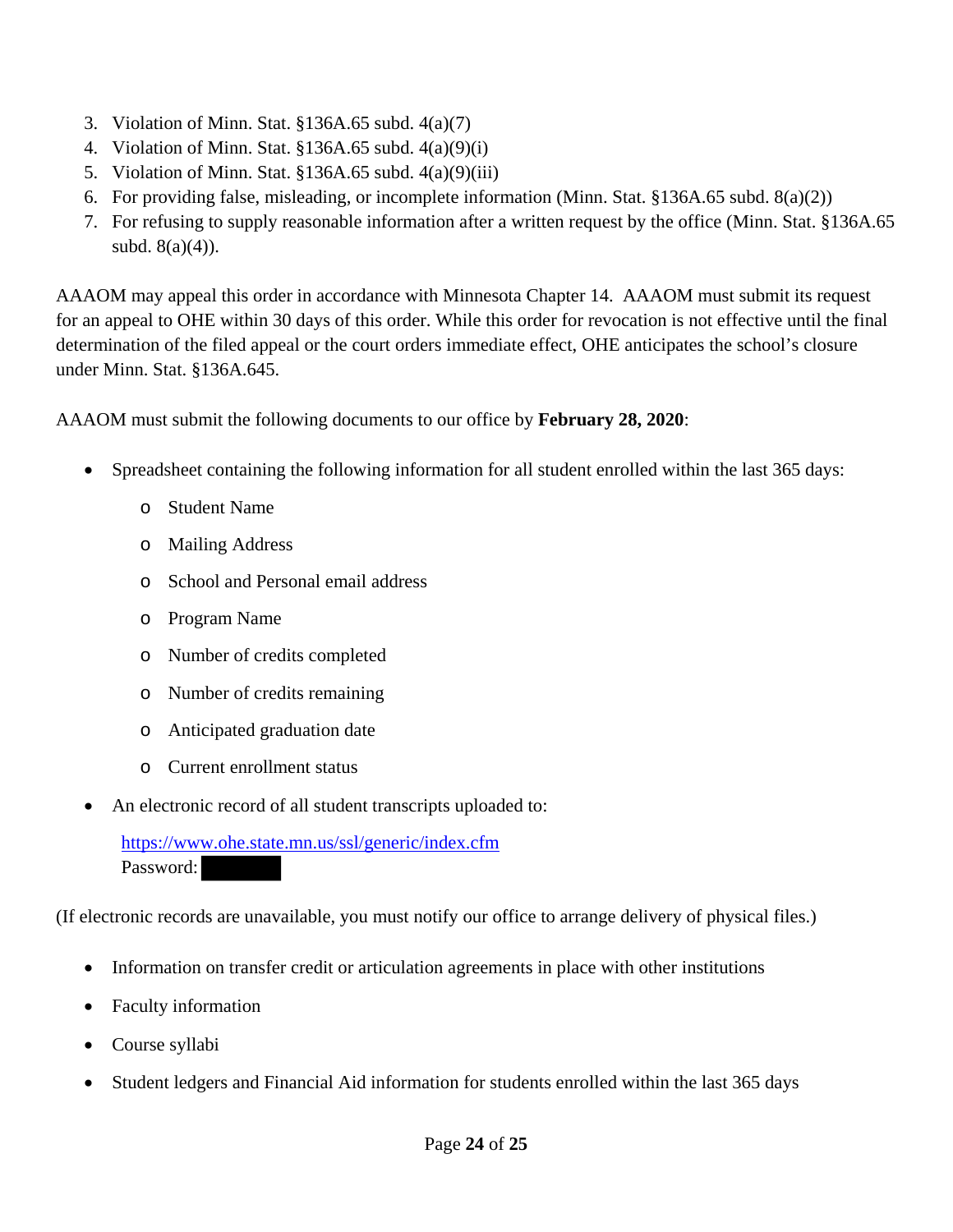3. Violation of Minn. Stat. §136A.65 subd. 4(a)(7)
4. Violation of Minn. Stat. §136A.65 subd. 4(a)(9)(i)
5. Violation of Minn. Stat. §136A.65 subd. 4(a)(9)(iii)
6. For providing false, misleading, or incomplete information (Minn. Stat. §136A.65 subd. 8(a)(2))
7. For refusing to supply reasonable information after a written request by the office (Minn. Stat. §136A.65 subd. 8(a)(4)).

AAAOM may appeal this order in accordance with Minnesota Chapter 14. AAAOM must submit its request for an appeal to OHE within 30 days of this order. While this order for revocation is not effective until the final determination of the filed appeal or the court orders immediate effect, OHE anticipates the school's closure under Minn. Stat. §136A.645.

AAAOM must submit the following documents to our office by **February 28, 2020**:

- Spreadsheet containing the following information for all student enrolled within the last 365 days:
  - Student Name
  - Mailing Address
  - School and Personal email address
  - Program Name
  - Number of credits completed
  - Number of credits remaining
  - Anticipated graduation date
  - Current enrollment status
- An electronic record of all student transcripts uploaded to:

  https://www.ohe.state.mn.us/ssl/generic/index.cfm
  Password: [REDACTED]

(If electronic records are unavailable, you must notify our office to arrange delivery of physical files.)

- Information on transfer credit or articulation agreements in place with other institutions
- Faculty information
- Course syllabi
- Student ledgers and Financial Aid information for students enrolled within the last 365 days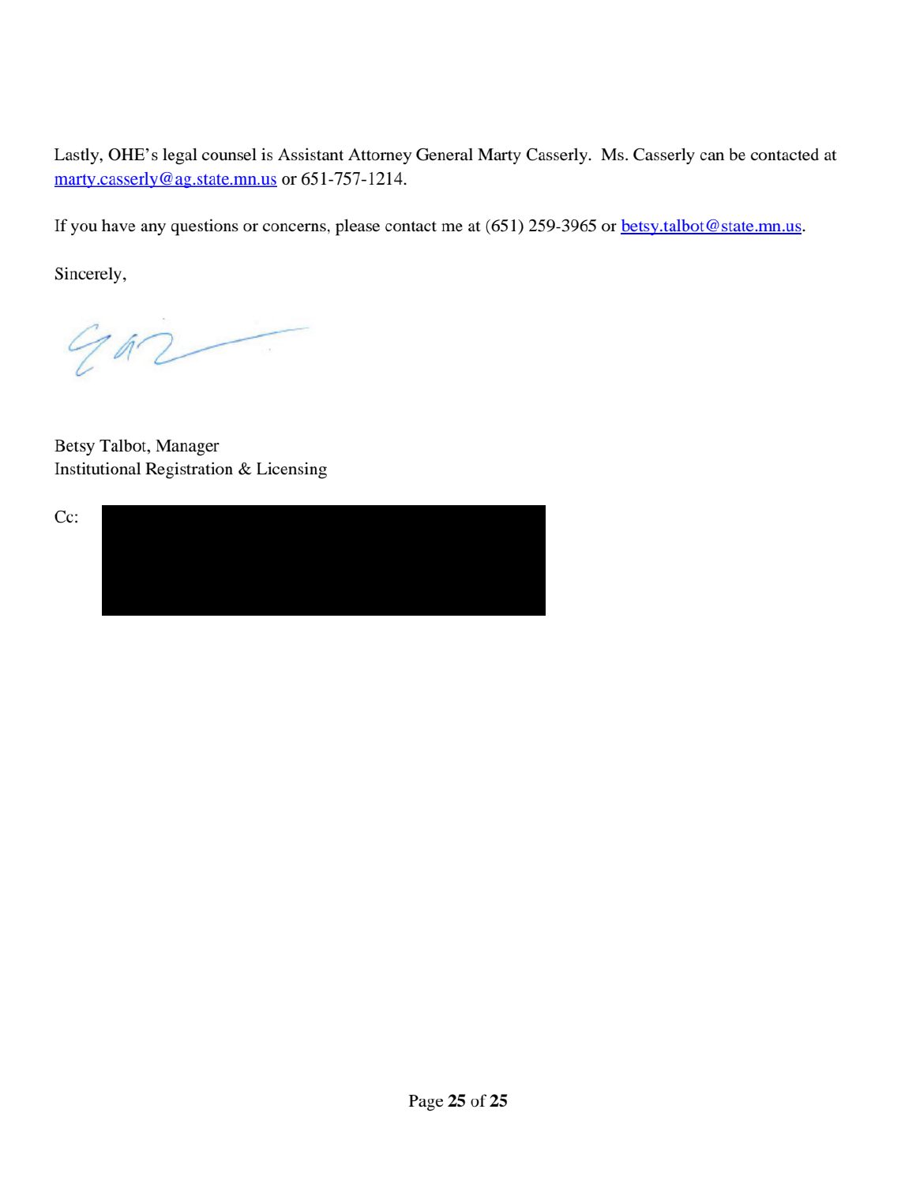Lastly, OHE's legal counsel is Assistant Attorney General Marty Casserly. Ms. Casserly can be contacted at marty.casserly@ag.state.mn.us or 651-757-1214.

If you have any questions or concerns, please contact me at (651) 259-3965 or betsy.talbot@state.mn.us.

Sincerely,

Betsy Talbot, Manager
Institutional Registration & Licensing

Cc: